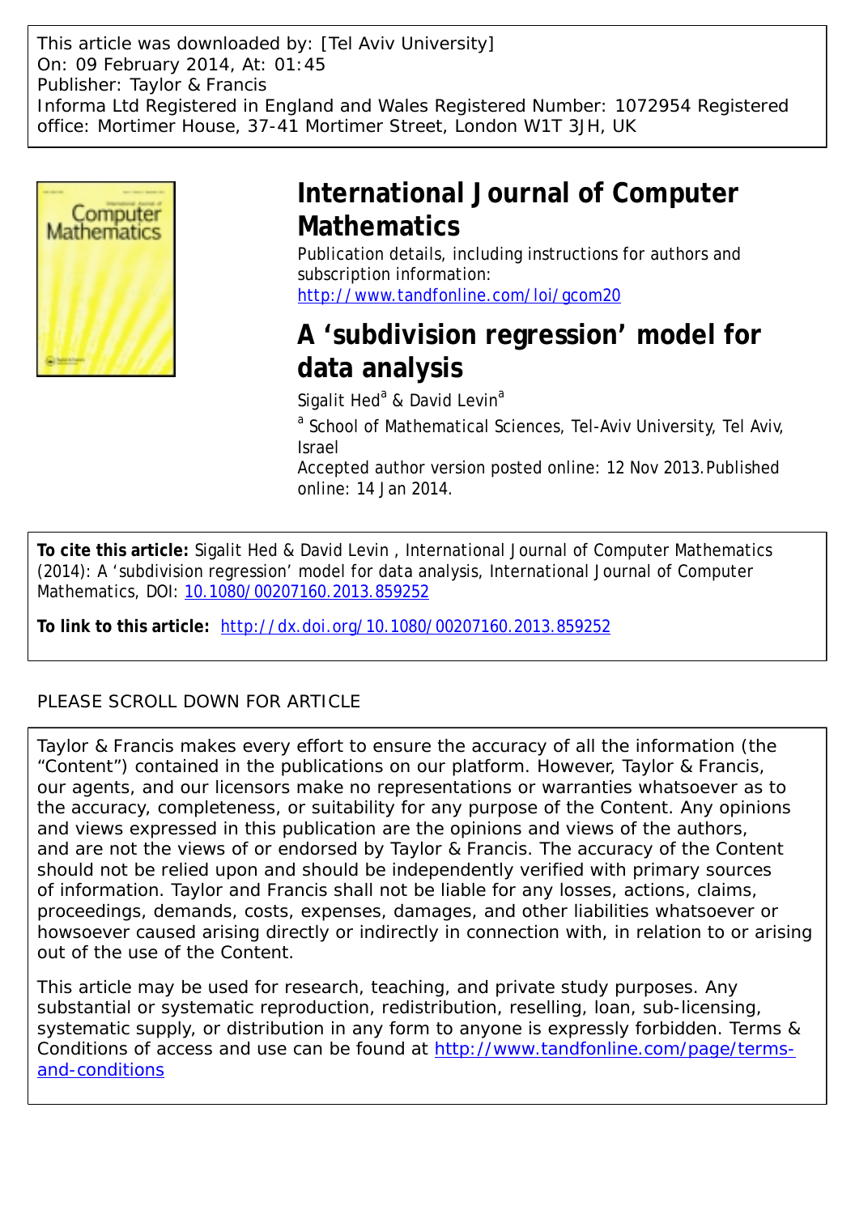This article was downloaded by: [Tel Aviv University]
On: 09 February 2014, At: 01:45
Publisher: Taylor & Francis
Informa Ltd Registered in England and Wales Registered Number: 1072954 Registered office: Mortimer House, 37-41 Mortimer Street, London W1T 3JH, UK

# International Journal of Computer Mathematics

Publication details, including instructions for authors and subscription information:
http://www.tandfonline.com/loi/gcom20

# A 'subdivision regression' model for data analysis

Sigalit Hed[a] & David Levin[a]

[a] School of Mathematical Sciences, Tel-Aviv University, Tel Aviv, Israel

Accepted author version posted online: 12 Nov 2013. Published online: 14 Jan 2014.

**To cite this article:** Sigalit Hed & David Levin , International Journal of Computer Mathematics (2014): A 'subdivision regression' model for data analysis, International Journal of Computer Mathematics, DOI: 10.1080/00207160.2013.859252

**To link to this article:** http://dx.doi.org/10.1080/00207160.2013.859252

PLEASE SCROLL DOWN FOR ARTICLE

Taylor & Francis makes every effort to ensure the accuracy of all the information (the "Content") contained in the publications on our platform. However, Taylor & Francis, our agents, and our licensors make no representations or warranties whatsoever as to the accuracy, completeness, or suitability for any purpose of the Content. Any opinions and views expressed in this publication are the opinions and views of the authors, and are not the views of or endorsed by Taylor & Francis. The accuracy of the Content should not be relied upon and should be independently verified with primary sources of information. Taylor and Francis shall not be liable for any losses, actions, claims, proceedings, demands, costs, expenses, damages, and other liabilities whatsoever or howsoever caused arising directly or indirectly in connection with, in relation to or arising out of the use of the Content.

This article may be used for research, teaching, and private study purposes. Any substantial or systematic reproduction, redistribution, reselling, loan, sub-licensing, systematic supply, or distribution in any form to anyone is expressly forbidden. Terms & Conditions of access and use can be found at http://www.tandfonline.com/page/terms-and-conditions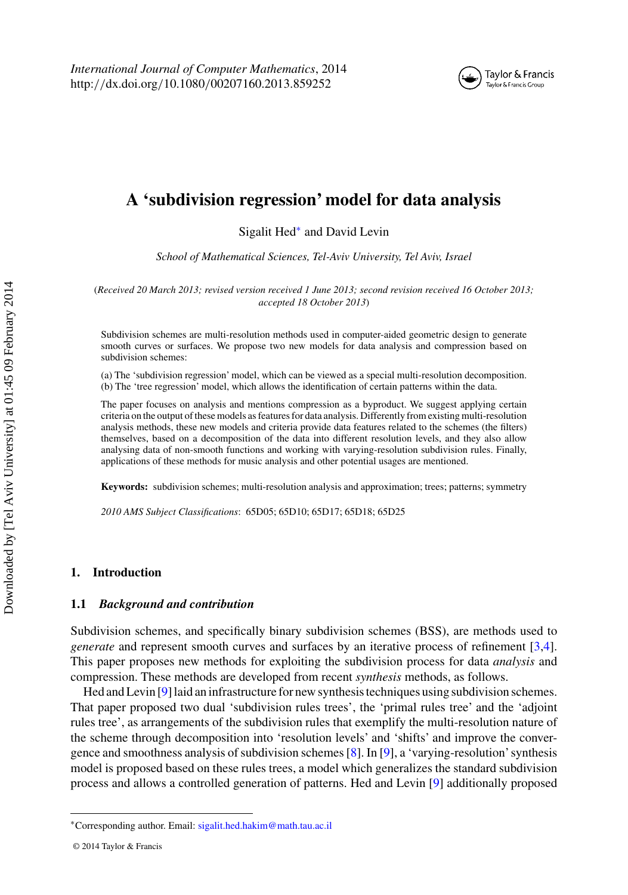# A 'subdivision regression' model for data analysis

Sigalit Hed* and David Levin

*School of Mathematical Sciences, Tel-Aviv University, Tel Aviv, Israel*

(*Received 20 March 2013; revised version received 1 June 2013; second revision received 16 October 2013; accepted 18 October 2013*)

Subdivision schemes are multi-resolution methods used in computer-aided geometric design to generate smooth curves or surfaces. We propose two new models for data analysis and compression based on subdivision schemes:

(a) The 'subdivision regression' model, which can be viewed as a special multi-resolution decomposition.
(b) The 'tree regression' model, which allows the identification of certain patterns within the data.

The paper focuses on analysis and mentions compression as a byproduct. We suggest applying certain criteria on the output of these models as features for data analysis. Differently from existing multi-resolution analysis methods, these new models and criteria provide data features related to the schemes (the filters) themselves, based on a decomposition of the data into different resolution levels, and they also allow analysing data of non-smooth functions and working with varying-resolution subdivision rules. Finally, applications of these methods for music analysis and other potential usages are mentioned.

**Keywords:** subdivision schemes; multi-resolution analysis and approximation; trees; patterns; symmetry

*2010 AMS Subject Classifications*: 65D05; 65D10; 65D17; 65D18; 65D25

## 1. Introduction

### 1.1 *Background and contribution*

Subdivision schemes, and specifically binary subdivision schemes (BSS), are methods used to *generate* and represent smooth curves and surfaces by an iterative process of refinement [3,4]. This paper proposes new methods for exploiting the subdivision process for data *analysis* and compression. These methods are developed from recent *synthesis* methods, as follows.

Hed and Levin [9] laid an infrastructure for new synthesis techniques using subdivision schemes. That paper proposed two dual 'subdivision rules trees', the 'primal rules tree' and the 'adjoint rules tree', as arrangements of the subdivision rules that exemplify the multi-resolution nature of the scheme through decomposition into 'resolution levels' and 'shifts' and improve the convergence and smoothness analysis of subdivision schemes [8]. In [9], a 'varying-resolution' synthesis model is proposed based on these rules trees, a model which generalizes the standard subdivision process and allows a controlled generation of patterns. Hed and Levin [9] additionally proposed

*Corresponding author. Email: sigalit.hed.hakim@math.tau.ac.il

© 2014 Taylor & Francis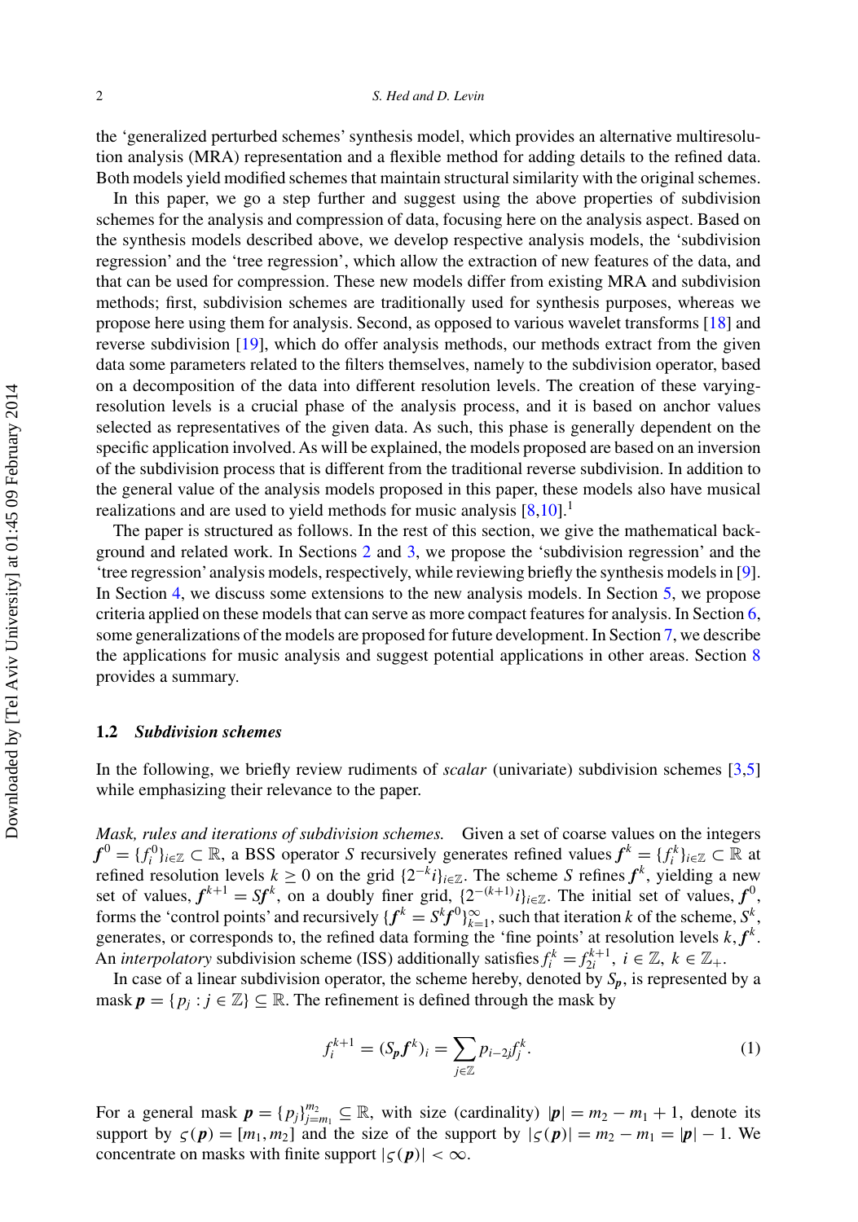the 'generalized perturbed schemes' synthesis model, which provides an alternative multiresolution analysis (MRA) representation and a flexible method for adding details to the refined data. Both models yield modified schemes that maintain structural similarity with the original schemes.

In this paper, we go a step further and suggest using the above properties of subdivision schemes for the analysis and compression of data, focusing here on the analysis aspect. Based on the synthesis models described above, we develop respective analysis models, the 'subdivision regression' and the 'tree regression', which allow the extraction of new features of the data, and that can be used for compression. These new models differ from existing MRA and subdivision methods; first, subdivision schemes are traditionally used for synthesis purposes, whereas we propose here using them for analysis. Second, as opposed to various wavelet transforms [18] and reverse subdivision [19], which do offer analysis methods, our methods extract from the given data some parameters related to the filters themselves, namely to the subdivision operator, based on a decomposition of the data into different resolution levels. The creation of these varying-resolution levels is a crucial phase of the analysis process, and it is based on anchor values selected as representatives of the given data. As such, this phase is generally dependent on the specific application involved. As will be explained, the models proposed are based on an inversion of the subdivision process that is different from the traditional reverse subdivision. In addition to the general value of the analysis models proposed in this paper, these models also have musical realizations and are used to yield methods for music analysis [8,10].[1]

The paper is structured as follows. In the rest of this section, we give the mathematical background and related work. In Sections 2 and 3, we propose the 'subdivision regression' and the 'tree regression' analysis models, respectively, while reviewing briefly the synthesis models in [9]. In Section 4, we discuss some extensions to the new analysis models. In Section 5, we propose criteria applied on these models that can serve as more compact features for analysis. In Section 6, some generalizations of the models are proposed for future development. In Section 7, we describe the applications for music analysis and suggest potential applications in other areas. Section 8 provides a summary.

### 1.2 *Subdivision schemes*

In the following, we briefly review rudiments of *scalar* (univariate) subdivision schemes [3,5] while emphasizing their relevance to the paper.

*Mask, rules and iterations of subdivision schemes.* Given a set of coarse values on the integers $\boldsymbol{f}^0 = \{f_i^0\}_{i\in\mathbb{Z}} \subset \mathbb{R}$, a BSS operator $S$ recursively generates refined values $\boldsymbol{f}^k = \{f_i^k\}_{i\in\mathbb{Z}} \subset \mathbb{R}$ at refined resolution levels $k \geq 0$ on the grid $\{2^{-k}i\}_{i\in\mathbb{Z}}$. The scheme $S$ refines $\boldsymbol{f}^k$, yielding a new set of values, $\boldsymbol{f}^{k+1} = S\boldsymbol{f}^k$, on a doubly finer grid, $\{2^{-(k+1)}i\}_{i\in\mathbb{Z}}$. The initial set of values, $\boldsymbol{f}^0$, forms the 'control points' and recursively $\{\boldsymbol{f}^k = S^k\boldsymbol{f}^0\}_{k=1}^{\infty}$, such that iteration $k$ of the scheme, $S^k$, generates, or corresponds to, the refined data forming the 'fine points' at resolution levels $k$, $\boldsymbol{f}^k$. An *interpolatory* subdivision scheme (ISS) additionally satisfies $f_i^k = f_{2i}^{k+1}$, $i \in \mathbb{Z}$, $k \in \mathbb{Z}_+$.

In case of a linear subdivision operator, the scheme hereby, denoted by $S_{\boldsymbol{p}}$, is represented by a mask $\boldsymbol{p} = \{p_j : j \in \mathbb{Z}\} \subseteq \mathbb{R}$. The refinement is defined through the mask by

$$f_i^{k+1} = (S_{\boldsymbol{p}}\boldsymbol{f}^k)_i = \sum_{j\in\mathbb{Z}} p_{i-2j}f_j^k. \tag{1}$$

For a general mask $\boldsymbol{p} = \{p_j\}_{j=m_1}^{m_2} \subseteq \mathbb{R}$, with size (cardinality) $|\boldsymbol{p}| = m_2 - m_1 + 1$, denote its support by $\varsigma(\boldsymbol{p}) = [m_1, m_2]$ and the size of the support by $|\varsigma(\boldsymbol{p})| = m_2 - m_1 = |\boldsymbol{p}| - 1$. We concentrate on masks with finite support $|\varsigma(\boldsymbol{p})| < \infty$.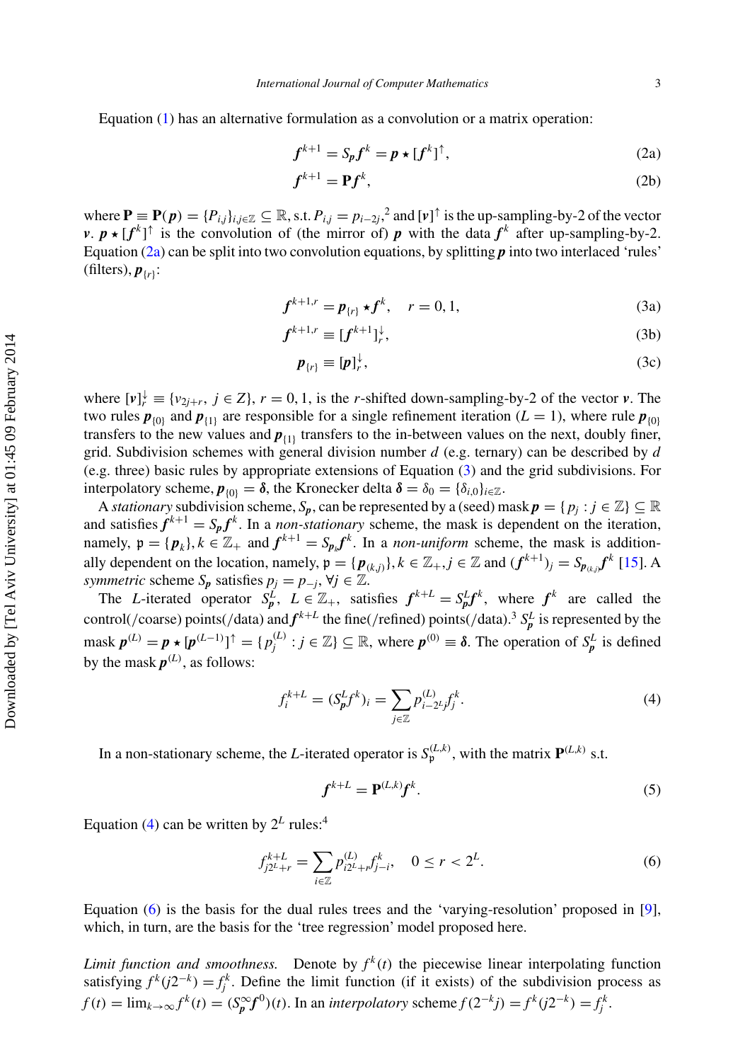Equation (1) has an alternative formulation as a convolution or a matrix operation:

$$\boldsymbol{f}^{k+1} = S_{\boldsymbol{p}}\boldsymbol{f}^k = \boldsymbol{p} \star [\boldsymbol{f}^k]^{\uparrow}, \tag{2a}$$

$$\boldsymbol{f}^{k+1} = \mathbf{P}\boldsymbol{f}^k, \tag{2b}$$

where $\mathbf{P} \equiv \mathbf{P}(\boldsymbol{p}) = \{P_{i,j}\}_{i,j\in\mathbb{Z}} \subseteq \mathbb{R}$, s.t. $P_{i,j} = p_{i-2j}$,[2] and $[\boldsymbol{v}]^{\uparrow}$ is the up-sampling-by-2 of the vector $\boldsymbol{v}$. $\boldsymbol{p} \star [\boldsymbol{f}^k]^{\uparrow}$ is the convolution of (the mirror of) $\boldsymbol{p}$ with the data $\boldsymbol{f}^k$ after up-sampling-by-2. Equation (2a) can be split into two convolution equations, by splitting $\boldsymbol{p}$ into two interlaced 'rules' (filters), $\boldsymbol{p}_{\{r\}}$:

$$\boldsymbol{f}^{k+1,r} = \boldsymbol{p}_{\{r\}} \star \boldsymbol{f}^k, \quad r = 0, 1, \tag{3a}$$

$$\boldsymbol{f}^{k+1,r} \equiv [\boldsymbol{f}^{k+1}]_r^{\downarrow}, \tag{3b}$$

$$\boldsymbol{p}_{\{r\}} \equiv [\boldsymbol{p}]_r^{\downarrow}, \tag{3c}$$

where $[\boldsymbol{v}]_r^{\downarrow} \equiv \{v_{2j+r},\ j \in Z\}$, $r = 0, 1$, is the $r$-shifted down-sampling-by-2 of the vector $\boldsymbol{v}$. The two rules $\boldsymbol{p}_{\{0\}}$ and $\boldsymbol{p}_{\{1\}}$ are responsible for a single refinement iteration ($L = 1$), where rule $\boldsymbol{p}_{\{0\}}$ transfers to the new values and $\boldsymbol{p}_{\{1\}}$ transfers to the in-between values on the next, doubly finer, grid. Subdivision schemes with general division number $d$ (e.g. ternary) can be described by $d$ (e.g. three) basic rules by appropriate extensions of Equation (3) and the grid subdivisions. For interpolatory scheme, $\boldsymbol{p}_{\{0\}} = \boldsymbol{\delta}$, the Kronecker delta $\boldsymbol{\delta} = \delta_0 = \{\delta_{i,0}\}_{i\in\mathbb{Z}}$.

A *stationary* subdivision scheme, $S_{\boldsymbol{p}}$, can be represented by a (seed) mask $\boldsymbol{p} = \{p_j : j \in \mathbb{Z}\} \subseteq \mathbb{R}$ and satisfies $\boldsymbol{f}^{k+1} = S_{\boldsymbol{p}}\boldsymbol{f}^k$. In a *non-stationary* scheme, the mask is dependent on the iteration, namely, $\mathfrak{p} = \{\boldsymbol{p}_k\}, k \in \mathbb{Z}_+$ and $\boldsymbol{f}^{k+1} = S_{\boldsymbol{p}_k}\boldsymbol{f}^k$. In a *non-uniform* scheme, the mask is additionally dependent on the location, namely, $\mathfrak{p} = \{\boldsymbol{p}_{(k,j)}\}, k \in \mathbb{Z}_+, j \in \mathbb{Z}$ and $(\boldsymbol{f}^{k+1})_j = S_{\boldsymbol{p}_{(k,j)}}\boldsymbol{f}^k$ [15]. A *symmetric* scheme $S_{\boldsymbol{p}}$ satisfies $p_j = p_{-j}, \forall j \in \mathbb{Z}$.

The $L$-iterated operator $S_{\boldsymbol{p}}^L$, $L \in \mathbb{Z}_+$, satisfies $\boldsymbol{f}^{k+L} = S_{\boldsymbol{p}}^L\boldsymbol{f}^k$, where $\boldsymbol{f}^k$ are called the control(/coarse) points(/data) and $\boldsymbol{f}^{k+L}$ the fine(/refined) points(/data).[3] $S_{\boldsymbol{p}}^L$ is represented by the mask $\boldsymbol{p}^{(L)} = \boldsymbol{p} \star [\boldsymbol{p}^{(L-1)}]^{\uparrow} = \{p_j^{(L)} : j \in \mathbb{Z}\} \subseteq \mathbb{R}$, where $\boldsymbol{p}^{(0)} \equiv \boldsymbol{\delta}$. The operation of $S_{\boldsymbol{p}}^L$ is defined by the mask $\boldsymbol{p}^{(L)}$, as follows:

$$f_i^{k+L} = (S_{\boldsymbol{p}}^L f^k)_i = \sum_{j\in\mathbb{Z}} p_{i-2^Lj}^{(L)} f_j^k. \tag{4}$$

In a non-stationary scheme, the $L$-iterated operator is $S_{\mathfrak{p}}^{(L,k)}$, with the matrix $\mathbf{P}^{(L,k)}$ s.t.

$$\boldsymbol{f}^{k+L} = \mathbf{P}^{(L,k)}\boldsymbol{f}^k. \tag{5}$$

Equation (4) can be written by $2^L$ rules:[4]

$$f_{j2^L+r}^{k+L} = \sum_{i\in\mathbb{Z}} p_{i2^L+r}^{(L)} f_{j-i}^k, \quad 0 \le r < 2^L. \tag{6}$$

Equation (6) is the basis for the dual rules trees and the 'varying-resolution' proposed in [9], which, in turn, are the basis for the 'tree regression' model proposed here.

*Limit function and smoothness.* Denote by $f^k(t)$ the piecewise linear interpolating function satisfying $f^k(j2^{-k}) = f_j^k$. Define the limit function (if it exists) of the subdivision process as $f(t) = \lim_{k\to\infty} f^k(t) = (S_{\boldsymbol{p}}^{\infty}\boldsymbol{f}^0)(t)$. In an *interpolatory* scheme $f(2^{-k}j) = f^k(j2^{-k}) = f_j^k$.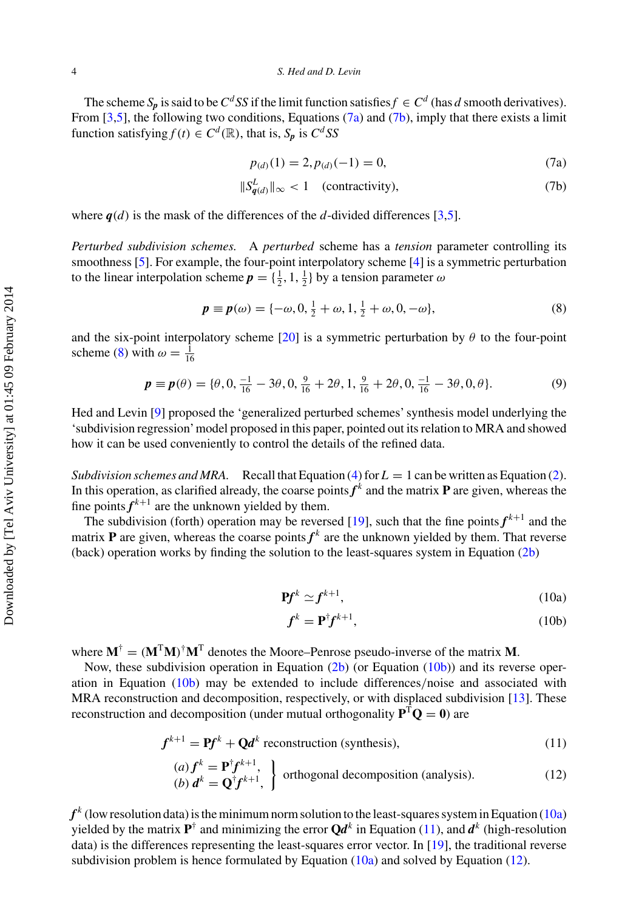The scheme $S_{\boldsymbol{p}}$ is said to be $C^d SS$ if the limit function satisfies $f \in C^d$ (has $d$ smooth derivatives). From [3,5], the following two conditions, Equations (7a) and (7b), imply that there exists a limit function satisfying $f(t) \in C^d(\mathbb{R})$, that is, $S_{\boldsymbol{p}}$ is $C^d SS$

$$p_{(d)}(1) = 2, p_{(d)}(-1) = 0, \tag{7a}$$

$$\|S^L_{\boldsymbol{q}(d)}\|_\infty < 1 \quad \text{(contractivity)}, \tag{7b}$$

where $\boldsymbol{q}(d)$ is the mask of the differences of the $d$-divided differences [3,5].

*Perturbed subdivision schemes.* A *perturbed* scheme has a *tension* parameter controlling its smoothness [5]. For example, the four-point interpolatory scheme [4] is a symmetric perturbation to the linear interpolation scheme $\boldsymbol{p} = \{\frac{1}{2}, 1, \frac{1}{2}\}$ by a tension parameter $\omega$

$$\boldsymbol{p} \equiv \boldsymbol{p}(\omega) = \{-\omega, 0, \tfrac{1}{2} + \omega, 1, \tfrac{1}{2} + \omega, 0, -\omega\}, \tag{8}$$

and the six-point interpolatory scheme [20] is a symmetric perturbation by $\theta$ to the four-point scheme (8) with $\omega = \frac{1}{16}$

$$\boldsymbol{p} \equiv \boldsymbol{p}(\theta) = \{\theta, 0, \tfrac{-1}{16} - 3\theta, 0, \tfrac{9}{16} + 2\theta, 1, \tfrac{9}{16} + 2\theta, 0, \tfrac{-1}{16} - 3\theta, 0, \theta\}. \tag{9}$$

Hed and Levin [9] proposed the 'generalized perturbed schemes' synthesis model underlying the 'subdivision regression' model proposed in this paper, pointed out its relation to MRA and showed how it can be used conveniently to control the details of the refined data.

*Subdivision schemes and MRA.* Recall that Equation (4) for $L = 1$ can be written as Equation (2). In this operation, as clarified already, the coarse points $\boldsymbol{f}^k$ and the matrix $\mathbf{P}$ are given, whereas the fine points $\boldsymbol{f}^{k+1}$ are the unknown yielded by them.

The subdivision (forth) operation may be reversed [19], such that the fine points $\boldsymbol{f}^{k+1}$ and the matrix $\mathbf{P}$ are given, whereas the coarse points $\boldsymbol{f}^k$ are the unknown yielded by them. That reverse (back) operation works by finding the solution to the least-squares system in Equation (2b)

$$\mathbf{P}\boldsymbol{f}^k \simeq \boldsymbol{f}^{k+1}, \tag{10a}$$

$$\boldsymbol{f}^k = \mathbf{P}^\dagger \boldsymbol{f}^{k+1}, \tag{10b}$$

where $\mathbf{M}^\dagger = (\mathbf{M}^\mathrm{T}\mathbf{M})^\dagger \mathbf{M}^\mathrm{T}$ denotes the Moore–Penrose pseudo-inverse of the matrix $\mathbf{M}$.

Now, these subdivision operation in Equation (2b) (or Equation (10b)) and its reverse operation in Equation (10b) may be extended to include differences/noise and associated with MRA reconstruction and decomposition, respectively, or with displaced subdivision [13]. These reconstruction and decomposition (under mutual orthogonality $\mathbf{P}^\mathrm{T}\mathbf{Q} = \mathbf{0}$) are

$$\boldsymbol{f}^{k+1} = \mathbf{P}\boldsymbol{f}^k + \mathbf{Q}\boldsymbol{d}^k \quad \text{reconstruction (synthesis)}, \tag{11}$$

$$\left.\begin{aligned} (a)\ \boldsymbol{f}^k &= \mathbf{P}^\dagger \boldsymbol{f}^{k+1}, \\ (b)\ \boldsymbol{d}^k &= \mathbf{Q}^\dagger \boldsymbol{f}^{k+1}, \end{aligned}\right\} \quad \text{orthogonal decomposition (analysis).} \tag{12}$$

$\boldsymbol{f}^k$ (low resolution data) is the minimum norm solution to the least-squares system in Equation (10a) yielded by the matrix $\mathbf{P}^\dagger$ and minimizing the error $\mathbf{Q}\boldsymbol{d}^k$ in Equation (11), and $\boldsymbol{d}^k$ (high-resolution data) is the differences representing the least-squares error vector. In [19], the traditional reverse subdivision problem is hence formulated by Equation (10a) and solved by Equation (12).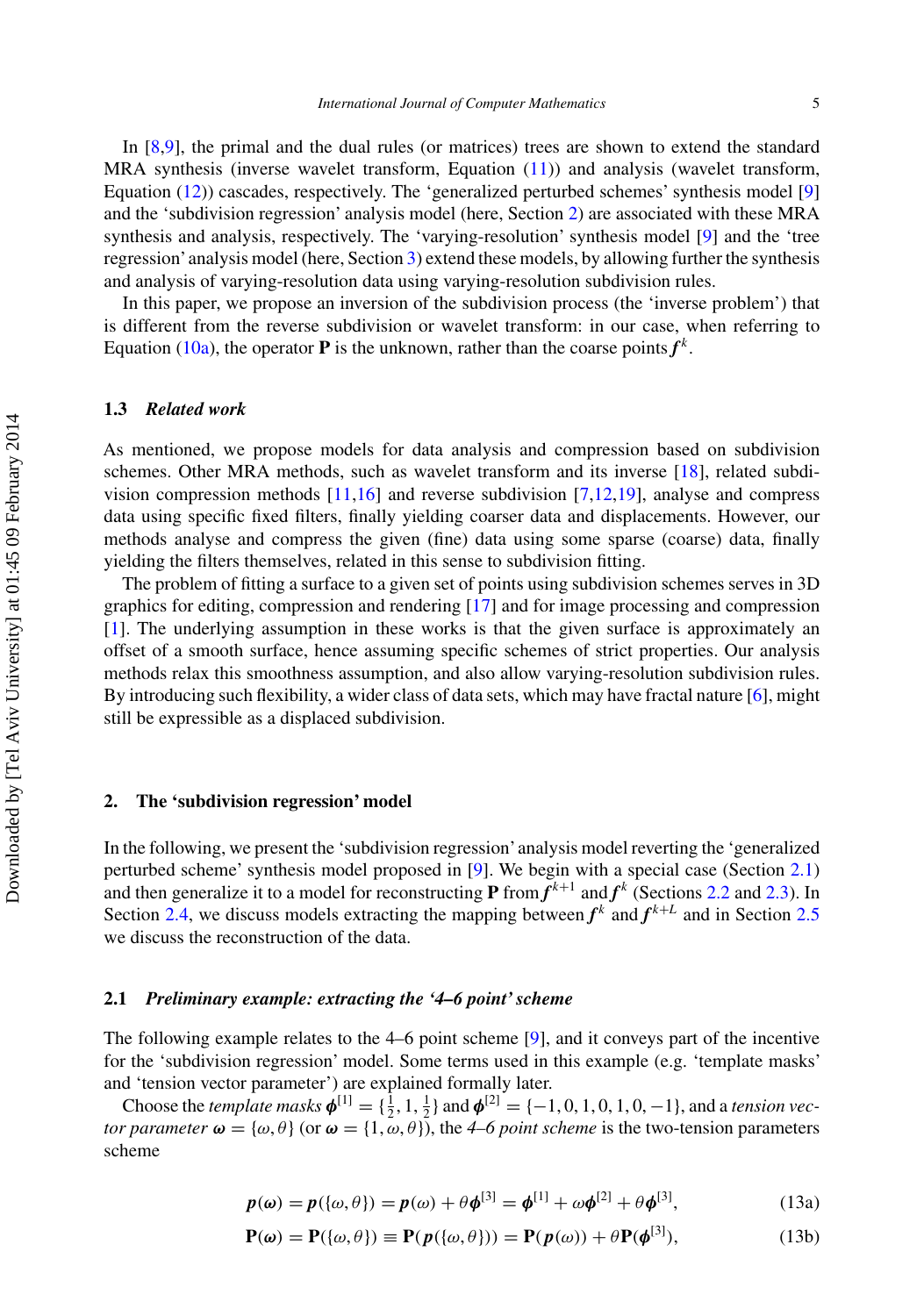In [8,9], the primal and the dual rules (or matrices) trees are shown to extend the standard MRA synthesis (inverse wavelet transform, Equation (11)) and analysis (wavelet transform, Equation (12)) cascades, respectively. The 'generalized perturbed schemes' synthesis model [9] and the 'subdivision regression' analysis model (here, Section 2) are associated with these MRA synthesis and analysis, respectively. The 'varying-resolution' synthesis model [9] and the 'tree regression' analysis model (here, Section 3) extend these models, by allowing further the synthesis and analysis of varying-resolution data using varying-resolution subdivision rules.

In this paper, we propose an inversion of the subdivision process (the 'inverse problem') that is different from the reverse subdivision or wavelet transform: in our case, when referring to Equation (10a), the operator $\mathbf{P}$ is the unknown, rather than the coarse points $\boldsymbol{f}^k$.

### 1.3 *Related work*

As mentioned, we propose models for data analysis and compression based on subdivision schemes. Other MRA methods, such as wavelet transform and its inverse [18], related subdivision compression methods [11,16] and reverse subdivision [7,12,19], analyse and compress data using specific fixed filters, finally yielding coarser data and displacements. However, our methods analyse and compress the given (fine) data using some sparse (coarse) data, finally yielding the filters themselves, related in this sense to subdivision fitting.

The problem of fitting a surface to a given set of points using subdivision schemes serves in 3D graphics for editing, compression and rendering [17] and for image processing and compression [1]. The underlying assumption in these works is that the given surface is approximately an offset of a smooth surface, hence assuming specific schemes of strict properties. Our analysis methods relax this smoothness assumption, and also allow varying-resolution subdivision rules. By introducing such flexibility, a wider class of data sets, which may have fractal nature [6], might still be expressible as a displaced subdivision.

## 2. The 'subdivision regression' model

In the following, we present the 'subdivision regression' analysis model reverting the 'generalized perturbed scheme' synthesis model proposed in [9]. We begin with a special case (Section 2.1) and then generalize it to a model for reconstructing $\mathbf{P}$ from $\boldsymbol{f}^{k+1}$ and $\boldsymbol{f}^k$ (Sections 2.2 and 2.3). In Section 2.4, we discuss models extracting the mapping between $\boldsymbol{f}^k$ and $\boldsymbol{f}^{k+L}$ and in Section 2.5 we discuss the reconstruction of the data.

### 2.1 *Preliminary example: extracting the '4–6 point' scheme*

The following example relates to the 4–6 point scheme [9], and it conveys part of the incentive for the 'subdivision regression' model. Some terms used in this example (e.g. 'template masks' and 'tension vector parameter') are explained formally later.

Choose the *template masks* $\boldsymbol{\phi}^{[1]} = \{\frac{1}{2}, 1, \frac{1}{2}\}$ and $\boldsymbol{\phi}^{[2]} = \{-1, 0, 1, 0, 1, 0, -1\}$, and a *tension vector parameter* $\boldsymbol{\omega} = \{\omega, \theta\}$ (or $\boldsymbol{\omega} = \{1, \omega, \theta\}$), the *4–6 point scheme* is the two-tension parameters scheme

$$\boldsymbol{p}(\boldsymbol{\omega}) = \boldsymbol{p}(\{\omega, \theta\}) = \boldsymbol{p}(\omega) + \theta\boldsymbol{\phi}^{[3]} = \boldsymbol{\phi}^{[1]} + \omega\boldsymbol{\phi}^{[2]} + \theta\boldsymbol{\phi}^{[3]}, \tag{13a}$$

$$\mathbf{P}(\boldsymbol{\omega}) = \mathbf{P}(\{\omega, \theta\}) \equiv \mathbf{P}(\boldsymbol{p}(\{\omega, \theta\})) = \mathbf{P}(\boldsymbol{p}(\omega)) + \theta\mathbf{P}(\boldsymbol{\phi}^{[3]}), \tag{13b}$$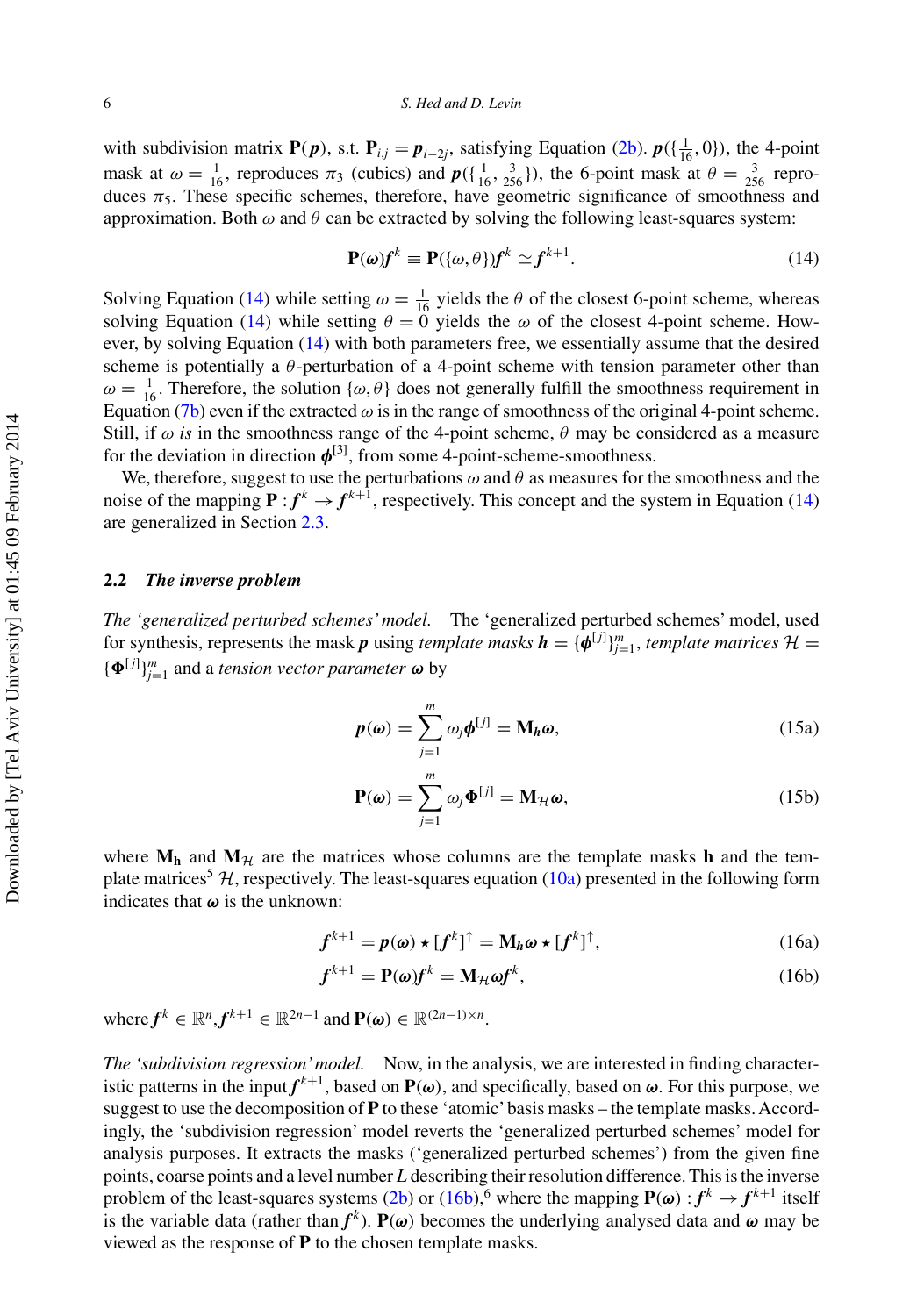with subdivision matrix $\mathbf{P}(\boldsymbol{p})$, s.t. $\mathbf{P}_{i,j} = \boldsymbol{p}_{i-2j}$, satisfying Equation (2b). $\boldsymbol{p}(\{\frac{1}{16}, 0\})$, the 4-point mask at $\omega = \frac{1}{16}$, reproduces $\pi_3$ (cubics) and $\boldsymbol{p}(\{\frac{1}{16}, \frac{3}{256}\})$, the 6-point mask at $\theta = \frac{3}{256}$ reproduces $\pi_5$. These specific schemes, therefore, have geometric significance of smoothness and approximation. Both $\omega$ and $\theta$ can be extracted by solving the following least-squares system:

$$\mathbf{P}(\boldsymbol{\omega})\boldsymbol{f}^k \equiv \mathbf{P}(\{\omega, \theta\})\boldsymbol{f}^k \simeq \boldsymbol{f}^{k+1}. \tag{14}$$

Solving Equation (14) while setting $\omega = \frac{1}{16}$ yields the $\theta$ of the closest 6-point scheme, whereas solving Equation (14) while setting $\theta = 0$ yields the $\omega$ of the closest 4-point scheme. However, by solving Equation (14) with both parameters free, we essentially assume that the desired scheme is potentially a $\theta$-perturbation of a 4-point scheme with tension parameter other than $\omega = \frac{1}{16}$. Therefore, the solution $\{\omega, \theta\}$ does not generally fulfill the smoothness requirement in Equation (7b) even if the extracted $\omega$ is in the range of smoothness of the original 4-point scheme. Still, if $\omega$ *is* in the smoothness range of the 4-point scheme, $\theta$ may be considered as a measure for the deviation in direction $\boldsymbol{\phi}^{[3]}$, from some 4-point-scheme-smoothness.

We, therefore, suggest to use the perturbations $\omega$ and $\theta$ as measures for the smoothness and the noise of the mapping $\mathbf{P} : \boldsymbol{f}^k \to \boldsymbol{f}^{k+1}$, respectively. This concept and the system in Equation (14) are generalized in Section 2.3.

### 2.2 *The inverse problem*

*The 'generalized perturbed schemes' model.* The 'generalized perturbed schemes' model, used for synthesis, represents the mask $\boldsymbol{p}$ using *template masks* $\boldsymbol{h} = \{\boldsymbol{\phi}^{[j]}\}_{j=1}^m$, *template matrices* $\mathcal{H} = \{\boldsymbol{\Phi}^{[j]}\}_{j=1}^m$ and a *tension vector parameter* $\boldsymbol{\omega}$ by

$$\boldsymbol{p}(\boldsymbol{\omega}) = \sum_{j=1}^{m} \omega_j \boldsymbol{\phi}^{[j]} = \mathbf{M}_{\boldsymbol{h}}\boldsymbol{\omega}, \tag{15a}$$

$$\mathbf{P}(\boldsymbol{\omega}) = \sum_{j=1}^{m} \omega_j \boldsymbol{\Phi}^{[j]} = \mathbf{M}_{\mathcal{H}}\boldsymbol{\omega}, \tag{15b}$$

where $\mathbf{M}_{\mathbf{h}}$ and $\mathbf{M}_{\mathcal{H}}$ are the matrices whose columns are the template masks $\mathbf{h}$ and the template matrices[5] $\mathcal{H}$, respectively. The least-squares equation (10a) presented in the following form indicates that $\boldsymbol{\omega}$ is the unknown:

$$\boldsymbol{f}^{k+1} = \boldsymbol{p}(\boldsymbol{\omega}) \star [\boldsymbol{f}^k]^{\uparrow} = \mathbf{M}_{\boldsymbol{h}}\boldsymbol{\omega} \star [\boldsymbol{f}^k]^{\uparrow}, \tag{16a}$$

$$\boldsymbol{f}^{k+1} = \mathbf{P}(\boldsymbol{\omega})\boldsymbol{f}^k = \mathbf{M}_{\mathcal{H}}\boldsymbol{\omega}\boldsymbol{f}^k, \tag{16b}$$

where $\boldsymbol{f}^k \in \mathbb{R}^n, \boldsymbol{f}^{k+1} \in \mathbb{R}^{2n-1}$ and $\mathbf{P}(\boldsymbol{\omega}) \in \mathbb{R}^{(2n-1)\times n}$.

*The 'subdivision regression' model.* Now, in the analysis, we are interested in finding characteristic patterns in the input $\boldsymbol{f}^{k+1}$, based on $\mathbf{P}(\boldsymbol{\omega})$, and specifically, based on $\boldsymbol{\omega}$. For this purpose, we suggest to use the decomposition of $\mathbf{P}$ to these 'atomic' basis masks – the template masks. Accordingly, the 'subdivision regression' model reverts the 'generalized perturbed schemes' model for analysis purposes. It extracts the masks ('generalized perturbed schemes') from the given fine points, coarse points and a level number $L$ describing their resolution difference. This is the inverse problem of the least-squares systems (2b) or (16b),[6] where the mapping $\mathbf{P}(\boldsymbol{\omega}) : \boldsymbol{f}^k \to \boldsymbol{f}^{k+1}$ itself is the variable data (rather than $\boldsymbol{f}^k$). $\mathbf{P}(\boldsymbol{\omega})$ becomes the underlying analysed data and $\boldsymbol{\omega}$ may be viewed as the response of $\mathbf{P}$ to the chosen template masks.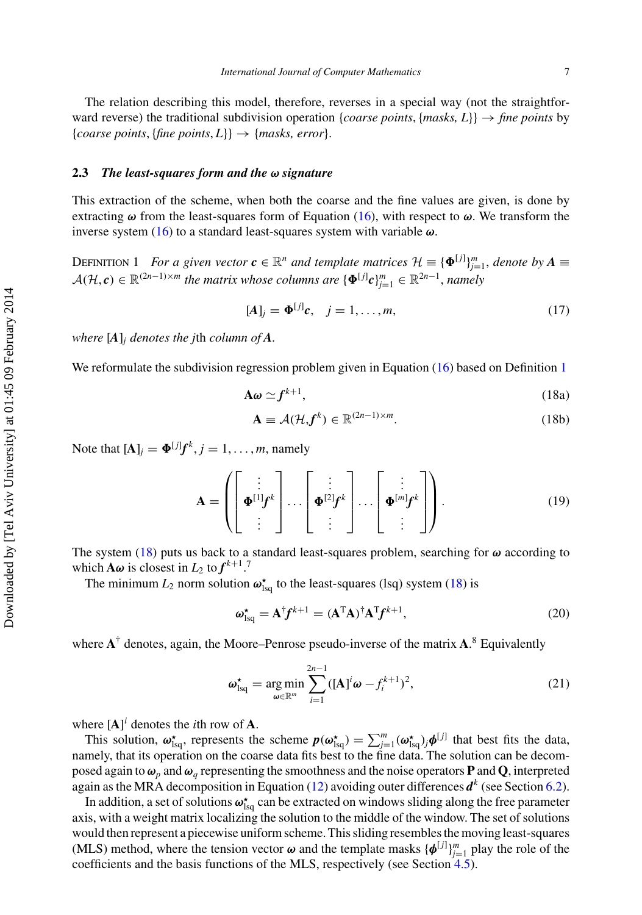The relation describing this model, therefore, reverses in a special way (not the straightforward reverse) the traditional subdivision operation {*coarse points*, {*masks, L*}} → *fine points* by {*coarse points*, {*fine points*, *L*}} → {*masks, error*}.

### 2.3 *The least-squares form and the $\boldsymbol{\omega}$ signature*

This extraction of the scheme, when both the coarse and the fine values are given, is done by extracting $\boldsymbol{\omega}$ from the least-squares form of Equation (16), with respect to $\boldsymbol{\omega}$. We transform the inverse system (16) to a standard least-squares system with variable $\boldsymbol{\omega}$.

DEFINITION 1 *For a given vector $\boldsymbol{c} \in \mathbb{R}^n$ and template matrices $\mathcal{H} \equiv \{\boldsymbol{\Phi}^{[j]}\}_{j=1}^m$, denote by $\boldsymbol{A} \equiv \mathcal{A}(\mathcal{H}, \boldsymbol{c}) \in \mathbb{R}^{(2n-1)\times m}$ the matrix whose columns are $\{\boldsymbol{\Phi}^{[j]}\boldsymbol{c}\}_{j=1}^m \in \mathbb{R}^{2n-1}$, namely*

$$[\boldsymbol{A}]_j = \boldsymbol{\Phi}^{[j]}\boldsymbol{c}, \quad j = 1, \ldots, m, \tag{17}$$

*where $[\boldsymbol{A}]_j$ denotes the $j$th column of $\boldsymbol{A}$.*

We reformulate the subdivision regression problem given in Equation (16) based on Definition 1

$$\mathbf{A}\boldsymbol{\omega} \simeq \boldsymbol{f}^{k+1}, \tag{18a}$$

$$\mathbf{A} \equiv \mathcal{A}(\mathcal{H}, \boldsymbol{f}^k) \in \mathbb{R}^{(2n-1)\times m}. \tag{18b}$$

Note that $[\mathbf{A}]_j = \boldsymbol{\Phi}^{[j]}\boldsymbol{f}^k, j = 1, \ldots, m$, namely

$$\mathbf{A} = \left( \begin{bmatrix} \vdots \\ \boldsymbol{\Phi}^{[1]}\boldsymbol{f}^k \\ \vdots \end{bmatrix} \cdots \begin{bmatrix} \vdots \\ \boldsymbol{\Phi}^{[2]}\boldsymbol{f}^k \\ \vdots \end{bmatrix} \cdots \begin{bmatrix} \vdots \\ \boldsymbol{\Phi}^{[m]}\boldsymbol{f}^k \\ \vdots \end{bmatrix} \right). \tag{19}$$

The system (18) puts us back to a standard least-squares problem, searching for $\boldsymbol{\omega}$ according to which $\mathbf{A}\boldsymbol{\omega}$ is closest in $L_2$ to $\boldsymbol{f}^{k+1}$.[7]

The minimum $L_2$ norm solution $\boldsymbol{\omega}^\star_{\text{lsq}}$ to the least-squares (lsq) system (18) is

$$\boldsymbol{\omega}^\star_{\text{lsq}} = \mathbf{A}^\dagger\boldsymbol{f}^{k+1} = (\mathbf{A}^{\mathrm{T}}\mathbf{A})^\dagger\mathbf{A}^{\mathrm{T}}\boldsymbol{f}^{k+1}, \tag{20}$$

where $\mathbf{A}^\dagger$ denotes, again, the Moore–Penrose pseudo-inverse of the matrix $\mathbf{A}$.[8] Equivalently

$$\boldsymbol{\omega}^\star_{\text{lsq}} = \underset{\boldsymbol{\omega}\in\mathbb{R}^m}{\arg\min} \sum_{i=1}^{2n-1} ([\mathbf{A}]^i\boldsymbol{\omega} - f_i^{k+1})^2, \tag{21}$$

where $[\mathbf{A}]^i$ denotes the $i$th row of $\mathbf{A}$.

This solution, $\boldsymbol{\omega}^\star_{\text{lsq}}$, represents the scheme $\boldsymbol{p}(\boldsymbol{\omega}^\star_{\text{lsq}}) = \sum_{j=1}^m (\boldsymbol{\omega}^\star_{\text{lsq}})_j \boldsymbol{\phi}^{[j]}$ that best fits the data, namely, that its operation on the coarse data fits best to the fine data. The solution can be decomposed again to $\boldsymbol{\omega}_p$ and $\boldsymbol{\omega}_q$ representing the smoothness and the noise operators $\mathbf{P}$ and $\mathbf{Q}$, interpreted again as the MRA decomposition in Equation (12) avoiding outer differences $\boldsymbol{d}^k$ (see Section 6.2).

In addition, a set of solutions $\boldsymbol{\omega}^\star_{\text{lsq}}$ can be extracted on windows sliding along the free parameter axis, with a weight matrix localizing the solution to the middle of the window. The set of solutions would then represent a piecewise uniform scheme. This sliding resembles the moving least-squares (MLS) method, where the tension vector $\boldsymbol{\omega}$ and the template masks $\{\boldsymbol{\phi}^{[j]}\}_{j=1}^m$ play the role of the coefficients and the basis functions of the MLS, respectively (see Section 4.5).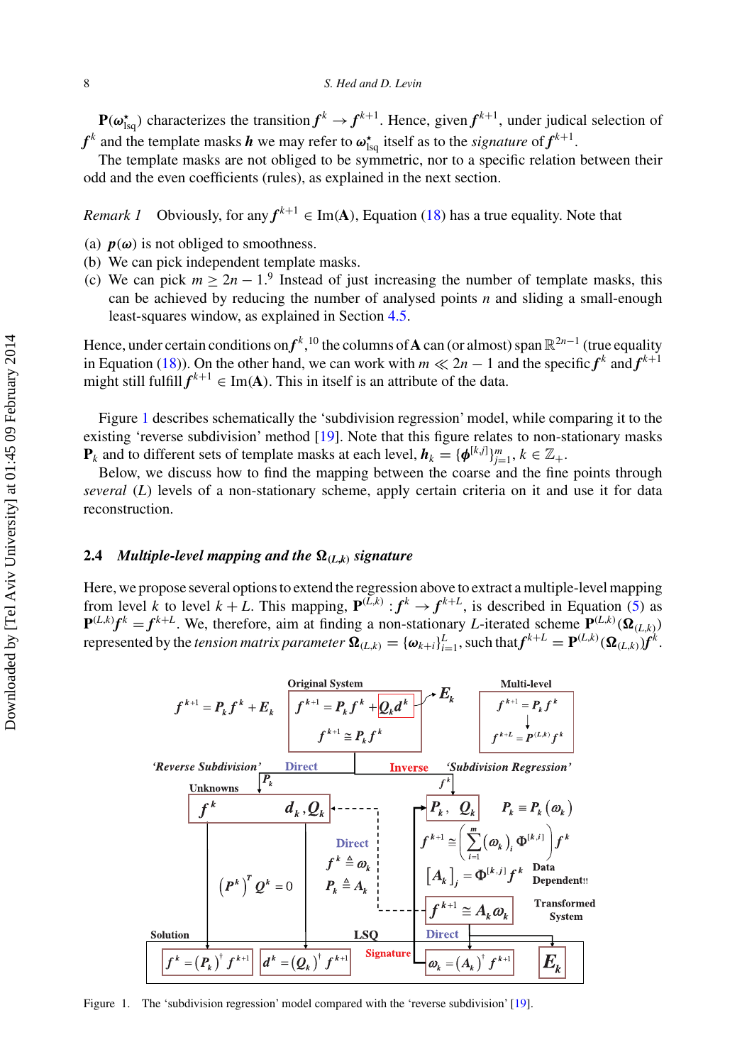$\mathbf{P}(\boldsymbol{\omega}^{\star}_{\mathrm{lsq}})$ characterizes the transition $\boldsymbol{f}^k \to \boldsymbol{f}^{k+1}$. Hence, given $\boldsymbol{f}^{k+1}$, under judical selection of $\boldsymbol{f}^k$ and the template masks $\boldsymbol{h}$ we may refer to $\boldsymbol{\omega}^{\star}_{\mathrm{lsq}}$ itself as to the *signature* of $\boldsymbol{f}^{k+1}$.

The template masks are not obliged to be symmetric, nor to a specific relation between their odd and the even coefficients (rules), as explained in the next section.

*Remark 1* Obviously, for any $\boldsymbol{f}^{k+1} \in \mathrm{Im}(\mathbf{A})$, Equation (18) has a true equality. Note that

(a) $\boldsymbol{p}(\boldsymbol{\omega})$ is not obliged to smoothness.
(b) We can pick independent template masks.
(c) We can pick $m \geq 2n - 1$.[9] Instead of just increasing the number of template masks, this can be achieved by reducing the number of analysed points $n$ and sliding a small-enough least-squares window, as explained in Section 4.5.

Hence, under certain conditions on $\boldsymbol{f}^k$,[10] the columns of $\mathbf{A}$ can (or almost) span $\mathbb{R}^{2n-1}$ (true equality in Equation (18)). On the other hand, we can work with $m \ll 2n - 1$ and the specific $\boldsymbol{f}^k$ and $\boldsymbol{f}^{k+1}$ might still fulfill $\boldsymbol{f}^{k+1} \in \mathrm{Im}(\mathbf{A})$. This in itself is an attribute of the data.

Figure 1 describes schematically the 'subdivision regression' model, while comparing it to the existing 'reverse subdivision' method [19]. Note that this figure relates to non-stationary masks $\mathbf{P}_k$ and to different sets of template masks at each level, $\boldsymbol{h}_k = \{\boldsymbol{\phi}^{[k,j]}\}_{j=1}^m$, $k \in \mathbb{Z}_+$.

Below, we discuss how to find the mapping between the coarse and the fine points through *several* ($L$) levels of a non-stationary scheme, apply certain criteria on it and use it for data reconstruction.

### 2.4 *Multiple-level mapping and the $\boldsymbol{\Omega}_{(L,k)}$ signature*

Here, we propose several options to extend the regression above to extract a multiple-level mapping from level $k$ to level $k + L$. This mapping, $\mathbf{P}^{(L,k)} : \boldsymbol{f}^k \to \boldsymbol{f}^{k+L}$, is described in Equation (5) as $\mathbf{P}^{(L,k)}\boldsymbol{f}^k = \boldsymbol{f}^{k+L}$. We, therefore, aim at finding a non-stationary $L$-iterated scheme $\mathbf{P}^{(L,k)}(\boldsymbol{\Omega}_{(L,k)})$ represented by the *tension matrix parameter* $\boldsymbol{\Omega}_{(L,k)} = \{\boldsymbol{\omega}_{k+i}\}_{i=1}^L$, such that $\boldsymbol{f}^{k+L} = \mathbf{P}^{(L,k)}(\boldsymbol{\Omega}_{(L,k)})\boldsymbol{f}^k$.

Figure 1. The 'subdivision regression' model compared with the 'reverse subdivision' [19].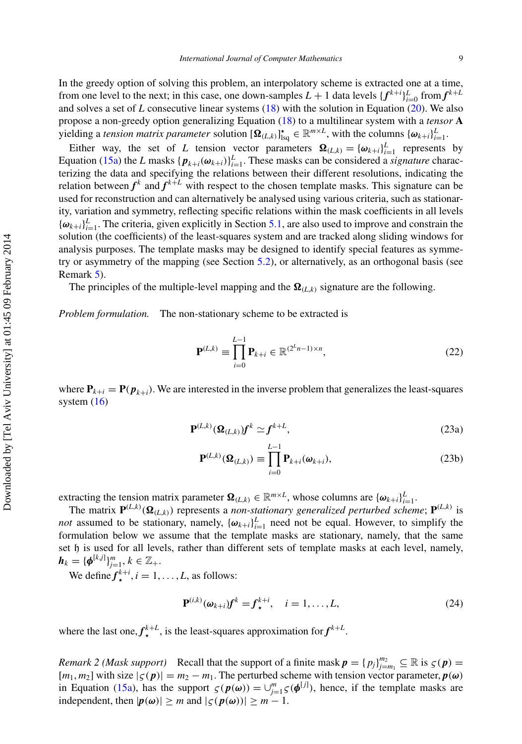In the greedy option of solving this problem, an interpolatory scheme is extracted one at a time, from one level to the next; in this case, one down-samples $L+1$ data levels $\{\boldsymbol{f}^{k+i}\}_{i=0}^{L}$ from $\boldsymbol{f}^{k+L}$ and solves a set of $L$ consecutive linear systems (18) with the solution in Equation (20). We also propose a non-greedy option generalizing Equation (18) to a multilinear system with a *tensor* $\mathbf{A}$ yielding a *tension matrix parameter* solution $[\boldsymbol{\Omega}_{(L,k)}]_{\text{lsq}}^{\star} \in \mathbb{R}^{m\times L}$, with the columns $\{\boldsymbol{\omega}_{k+i}\}_{i=1}^{L}$.

Either way, the set of $L$ tension vector parameters $\boldsymbol{\Omega}_{(L,k)} = \{\boldsymbol{\omega}_{k+i}\}_{i=1}^{L}$ represents by Equation (15a) the $L$ masks $\{\boldsymbol{p}_{k+i}(\boldsymbol{\omega}_{k+i})\}_{i=1}^{L}$. These masks can be considered a *signature* characterizing the data and specifying the relations between their different resolutions, indicating the relation between $\boldsymbol{f}^{k}$ and $\boldsymbol{f}^{k+L}$ with respect to the chosen template masks. This signature can be used for reconstruction and can alternatively be analysed using various criteria, such as stationarity, variation and symmetry, reflecting specific relations within the mask coefficients in all levels $\{\boldsymbol{\omega}_{k+i}\}_{i=1}^{L}$. The criteria, given explicitly in Section 5.1, are also used to improve and constrain the solution (the coefficients) of the least-squares system and are tracked along sliding windows for analysis purposes. The template masks may be designed to identify special features as symmetry or asymmetry of the mapping (see Section 5.2), or alternatively, as an orthogonal basis (see Remark 5).

The principles of the multiple-level mapping and the $\boldsymbol{\Omega}_{(L,k)}$ signature are the following.

*Problem formulation.* The non-stationary scheme to be extracted is

$$\mathbf{P}^{(L,k)} \equiv \prod_{i=0}^{L-1} \mathbf{P}_{k+i} \in \mathbb{R}^{(2^{L}n-1)\times n}, \tag{22}$$

where $\mathbf{P}_{k+i} = \mathbf{P}(\boldsymbol{p}_{k+i})$. We are interested in the inverse problem that generalizes the least-squares system (16)

$$\mathbf{P}^{(L,k)}(\boldsymbol{\Omega}_{(L,k)})\boldsymbol{f}^{k} \simeq \boldsymbol{f}^{k+L}, \tag{23a}$$

$$\mathbf{P}^{(L,k)}(\boldsymbol{\Omega}_{(L,k)}) \equiv \prod_{i=0}^{L-1} \mathbf{P}_{k+i}(\boldsymbol{\omega}_{k+i}), \tag{23b}$$

extracting the tension matrix parameter $\boldsymbol{\Omega}_{(L,k)} \in \mathbb{R}^{m\times L}$, whose columns are $\{\boldsymbol{\omega}_{k+i}\}_{i=1}^{L}$.

The matrix $\mathbf{P}^{(L,k)}(\boldsymbol{\Omega}_{(L,k)})$ represents a *non-stationary generalized perturbed scheme*; $\mathbf{P}^{(L,k)}$ is *not* assumed to be stationary, namely, $\{\boldsymbol{\omega}_{k+i}\}_{i=1}^{L}$ need not be equal. However, to simplify the formulation below we assume that the template masks are stationary, namely, that the same set $\mathfrak{h}$ is used for all levels, rather than different sets of template masks at each level, namely, $\boldsymbol{h}_k = \{\boldsymbol{\phi}^{[k,j]}\}_{j=1}^{m}, k \in \mathbb{Z}_{+}$.

We define $\boldsymbol{f}_{\star}^{k+i}, i = 1,\ldots,L$, as follows:

$$\mathbf{P}^{(i,k)}(\boldsymbol{\omega}_{k+i})\boldsymbol{f}^{k} = \boldsymbol{f}_{\star}^{k+i}, \quad i = 1,\ldots,L, \tag{24}$$

where the last one, $\boldsymbol{f}_{\star}^{k+L}$, is the least-squares approximation for $\boldsymbol{f}^{k+L}$.

*Remark 2 (Mask support)* Recall that the support of a finite mask $\boldsymbol{p} = \{p_j\}_{j=m_1}^{m_2} \subseteq \mathbb{R}$ is $\varsigma(\boldsymbol{p}) = [m_1, m_2]$ with size $|\varsigma(\boldsymbol{p})| = m_2 - m_1$. The perturbed scheme with tension vector parameter, $\boldsymbol{p}(\boldsymbol{\omega})$ in Equation (15a), has the support $\varsigma(\boldsymbol{p}(\boldsymbol{\omega})) = \cup_{j=1}^{m}\varsigma(\boldsymbol{\phi}^{[j]})$, hence, if the template masks are independent, then $|\boldsymbol{p}(\boldsymbol{\omega})| \geq m$ and $|\varsigma(\boldsymbol{p}(\boldsymbol{\omega}))| \geq m-1$.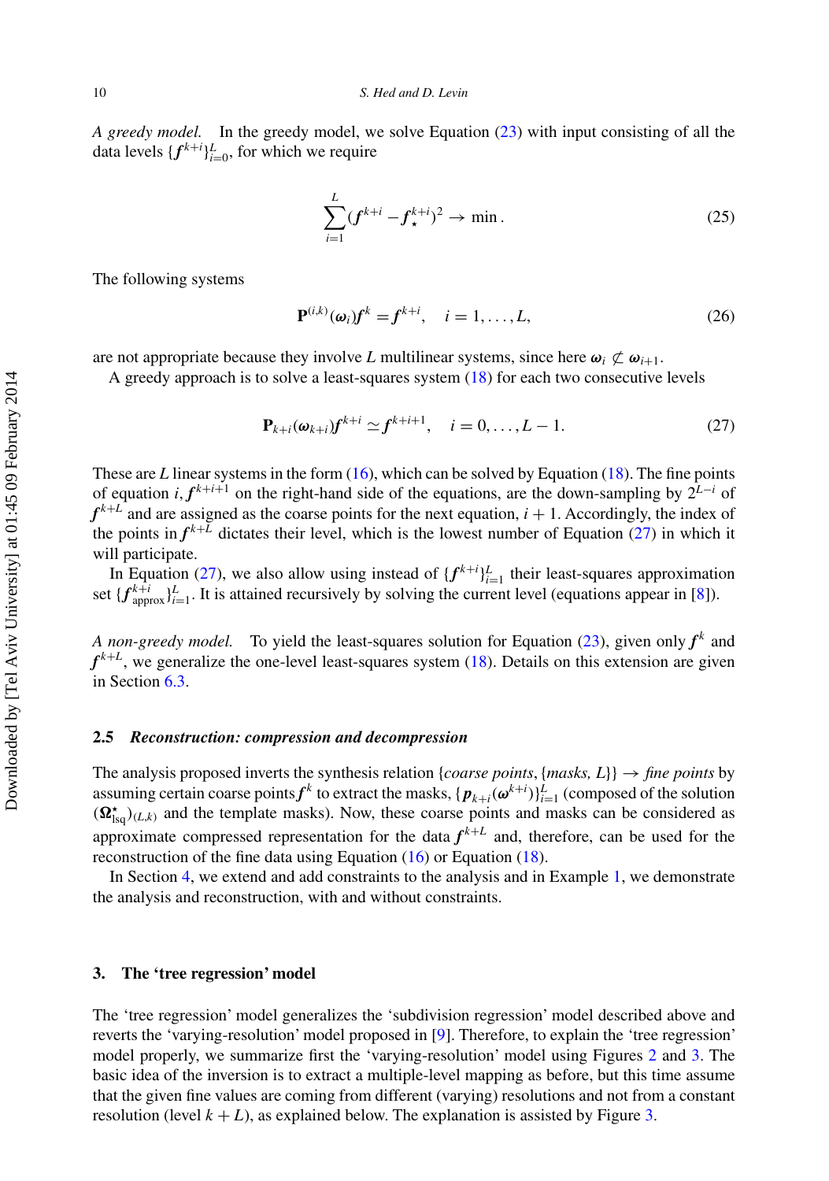*A greedy model.* In the greedy model, we solve Equation (23) with input consisting of all the data levels $\{\boldsymbol{f}^{k+i}\}_{i=0}^{L}$, for which we require

$$\sum_{i=1}^{L}(\boldsymbol{f}^{k+i} - \boldsymbol{f}_{\star}^{k+i})^2 \to \min\,. \tag{25}$$

The following systems

$$\mathbf{P}^{(i,k)}(\boldsymbol{\omega}_i)\boldsymbol{f}^k = \boldsymbol{f}^{k+i}, \quad i = 1, \ldots, L, \tag{26}$$

are not appropriate because they involve $L$ multilinear systems, since here $\boldsymbol{\omega}_i \not\subset \boldsymbol{\omega}_{i+1}$.

A greedy approach is to solve a least-squares system (18) for each two consecutive levels

$$\mathbf{P}_{k+i}(\boldsymbol{\omega}_{k+i})\boldsymbol{f}^{k+i} \simeq \boldsymbol{f}^{k+i+1}, \quad i = 0, \ldots, L-1. \tag{27}$$

These are $L$ linear systems in the form (16), which can be solved by Equation (18). The fine points of equation $i, \boldsymbol{f}^{k+i+1}$ on the right-hand side of the equations, are the down-sampling by $2^{L-i}$ of $\boldsymbol{f}^{k+L}$ and are assigned as the coarse points for the next equation, $i+1$. Accordingly, the index of the points in $\boldsymbol{f}^{k+L}$ dictates their level, which is the lowest number of Equation (27) in which it will participate.

In Equation (27), we also allow using instead of $\{\boldsymbol{f}^{k+i}\}_{i=1}^{L}$ their least-squares approximation set $\{\boldsymbol{f}_{\text{approx}}^{k+i}\}_{i=1}^{L}$. It is attained recursively by solving the current level (equations appear in [8]).

*A non-greedy model.* To yield the least-squares solution for Equation (23), given only $\boldsymbol{f}^k$ and $\boldsymbol{f}^{k+L}$, we generalize the one-level least-squares system (18). Details on this extension are given in Section 6.3.

### 2.5 *Reconstruction: compression and decompression*

The analysis proposed inverts the synthesis relation $\{$*coarse points*, $\{$*masks, L*$\}\} \to$ *fine points* by assuming certain coarse points $\boldsymbol{f}^k$ to extract the masks, $\{\boldsymbol{p}_{k+i}(\boldsymbol{\omega}^{k+i})\}_{i=1}^{L}$ (composed of the solution $(\boldsymbol{\Omega}_{\text{lsq}}^{\star})_{(L,k)}$ and the template masks). Now, these coarse points and masks can be considered as approximate compressed representation for the data $\boldsymbol{f}^{k+L}$ and, therefore, can be used for the reconstruction of the fine data using Equation (16) or Equation (18).

In Section 4, we extend and add constraints to the analysis and in Example 1, we demonstrate the analysis and reconstruction, with and without constraints.

## 3. The 'tree regression' model

The 'tree regression' model generalizes the 'subdivision regression' model described above and reverts the 'varying-resolution' model proposed in [9]. Therefore, to explain the 'tree regression' model properly, we summarize first the 'varying-resolution' model using Figures 2 and 3. The basic idea of the inversion is to extract a multiple-level mapping as before, but this time assume that the given fine values are coming from different (varying) resolutions and not from a constant resolution (level $k+L$), as explained below. The explanation is assisted by Figure 3.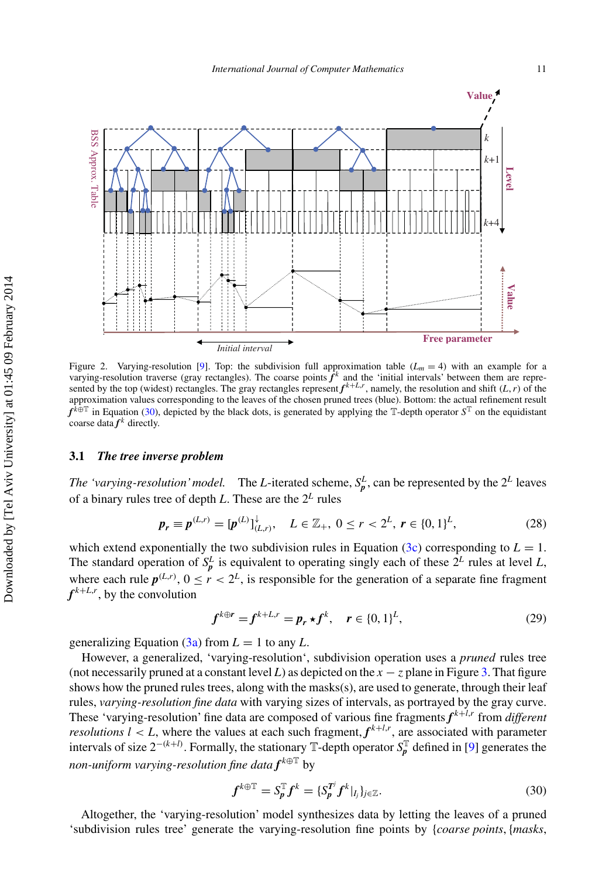Figure 2. Varying-resolution [9]. Top: the subdivision full approximation table ($L_m = 4$) with an example for a varying-resolution traverse (gray rectangles). The coarse points $\boldsymbol{f}^k$ and the 'initial intervals' between them are represented by the top (widest) rectangles. The gray rectangles represent $\boldsymbol{f}^{k+L,r}$, namely, the resolution and shift $(L, r)$ of the approximation values corresponding to the leaves of the chosen pruned trees (blue). Bottom: the actual refinement result $\boldsymbol{f}^{k\oplus\mathbb{T}}$ in Equation (30), depicted by the black dots, is generated by applying the $\mathbb{T}$-depth operator $S^{\mathbb{T}}$ on the equidistant coarse data $\boldsymbol{f}^k$ directly.

### 3.1 *The tree inverse problem*

*The 'varying-resolution' model.* The $L$-iterated scheme, $S_{\boldsymbol{p}}^L$, can be represented by the $2^L$ leaves of a binary rules tree of depth $L$. These are the $2^L$ rules

$$\boldsymbol{p}_{\boldsymbol{r}} \equiv \boldsymbol{p}^{(L,r)} = [\boldsymbol{p}^{(L)}]^{\downarrow}_{(L,r)}, \quad L \in \mathbb{Z}_+,\ 0 \le r < 2^L,\ \boldsymbol{r} \in \{0,1\}^L, \tag{28}$$

which extend exponentially the two subdivision rules in Equation (3c) corresponding to $L = 1$. The standard operation of $S_{\boldsymbol{p}}^L$ is equivalent to operating singly each of these $2^L$ rules at level $L$, where each rule $\boldsymbol{p}^{(L,r)}$, $0 \le r < 2^L$, is responsible for the generation of a separate fine fragment $\boldsymbol{f}^{k+L,r}$, by the convolution

$$\boldsymbol{f}^{k\oplus\boldsymbol{r}} = \boldsymbol{f}^{k+L,r} = \boldsymbol{p}_{\boldsymbol{r}} \star \boldsymbol{f}^k, \quad \boldsymbol{r} \in \{0,1\}^L, \tag{29}$$

generalizing Equation (3a) from $L = 1$ to any $L$.

However, a generalized, 'varying-resolution', subdivision operation uses a *pruned* rules tree (not necessarily pruned at a constant level $L$) as depicted on the $x - z$ plane in Figure 3. That figure shows how the pruned rules trees, along with the masks(s), are used to generate, through their leaf rules, *varying-resolution fine data* with varying sizes of intervals, as portrayed by the gray curve. These 'varying-resolution' fine data are composed of various fine fragments $\boldsymbol{f}^{k+l,r}$ from *different resolutions* $l < L$, where the values at each such fragment, $\boldsymbol{f}^{k+l,r}$, are associated with parameter intervals of size $2^{-(k+l)}$. Formally, the stationary $\mathbb{T}$-depth operator $S_{\boldsymbol{p}}^{\mathbb{T}}$ defined in [9] generates the *non-uniform varying-resolution fine data* $\boldsymbol{f}^{k\oplus\mathbb{T}}$ by

$$\boldsymbol{f}^{k\oplus\mathbb{T}} = S_{\boldsymbol{p}}^{\mathbb{T}} \boldsymbol{f}^k = \{S_{\boldsymbol{p}}^{\mathbb{T}^j} \boldsymbol{f}^k|_{I_j}\}_{j\in\mathbb{Z}}. \tag{30}$$

Altogether, the 'varying-resolution' model synthesizes data by letting the leaves of a pruned 'subdivision rules tree' generate the varying-resolution fine points by {*coarse points*, {*masks*,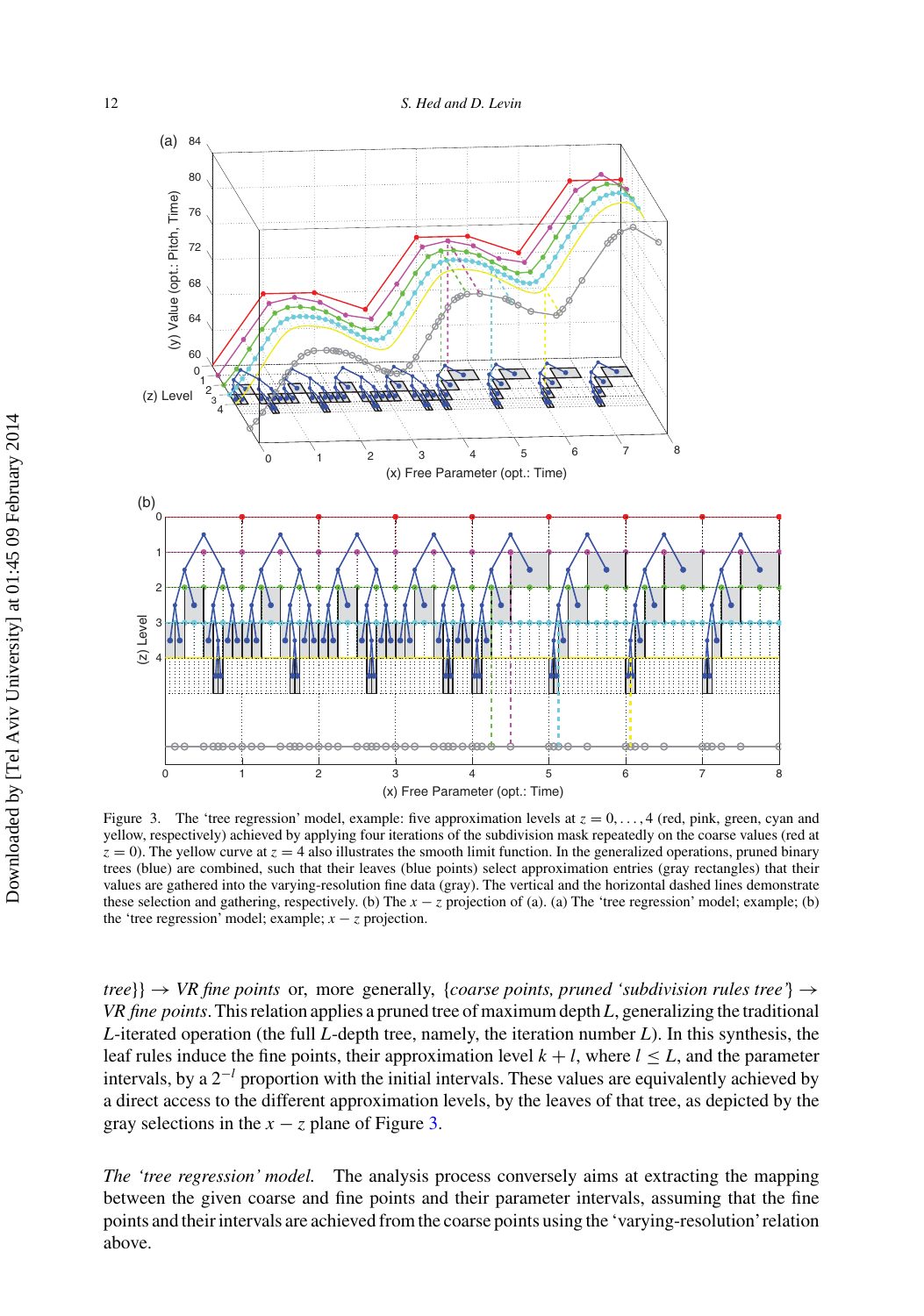Figure 3. The 'tree regression' model, example: five approximation levels at $z = 0, \ldots, 4$ (red, pink, green, cyan and yellow, respectively) achieved by applying four iterations of the subdivision mask repeatedly on the coarse values (red at $z = 0$). The yellow curve at $z = 4$ also illustrates the smooth limit function. In the generalized operations, pruned binary trees (blue) are combined, such that their leaves (blue points) select approximation entries (gray rectangles) that their values are gathered into the varying-resolution fine data (gray). The vertical and the horizontal dashed lines demonstrate these selection and gathering, respectively. (b) The $x - z$ projection of (a). (a) The 'tree regression' model; example; (b) the 'tree regression' model; example; $x - z$ projection.

*tree*}} $\rightarrow$ *VR fine points* or, more generally, {*coarse points, pruned 'subdivision rules tree'*} $\rightarrow$ *VR fine points*. This relation applies a pruned tree of maximum depth $L$, generalizing the traditional $L$-iterated operation (the full $L$-depth tree, namely, the iteration number $L$). In this synthesis, the leaf rules induce the fine points, their approximation level $k + l$, where $l \leq L$, and the parameter intervals, by a $2^{-l}$ proportion with the initial intervals. These values are equivalently achieved by a direct access to the different approximation levels, by the leaves of that tree, as depicted by the gray selections in the $x - z$ plane of Figure 3.

*The 'tree regression' model.* The analysis process conversely aims at extracting the mapping between the given coarse and fine points and their parameter intervals, assuming that the fine points and their intervals are achieved from the coarse points using the 'varying-resolution' relation above.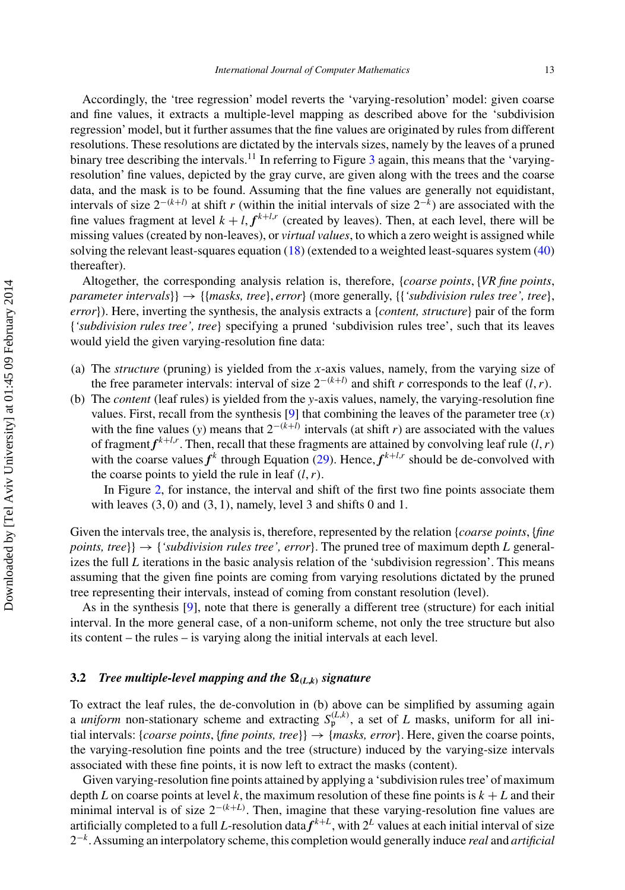Accordingly, the 'tree regression' model reverts the 'varying-resolution' model: given coarse and fine values, it extracts a multiple-level mapping as described above for the 'subdivision regression' model, but it further assumes that the fine values are originated by rules from different resolutions. These resolutions are dictated by the intervals sizes, namely by the leaves of a pruned binary tree describing the intervals.[11] In referring to Figure 3 again, this means that the 'varying-resolution' fine values, depicted by the gray curve, are given along with the trees and the coarse data, and the mask is to be found. Assuming that the fine values are generally not equidistant, intervals of size $2^{-(k+l)}$ at shift $r$ (within the initial intervals of size $2^{-k}$) are associated with the fine values fragment at level $k+l$, $\boldsymbol{f}^{k+l,r}$ (created by leaves). Then, at each level, there will be missing values (created by non-leaves), or *virtual values*, to which a zero weight is assigned while solving the relevant least-squares equation (18) (extended to a weighted least-squares system (40) thereafter).

Altogether, the corresponding analysis relation is, therefore, {*coarse points*, {*VR fine points*, *parameter intervals*}} → {{*masks, tree*}, *error*} (more generally, {{*'subdivision rules tree', tree*}, *error*}). Here, inverting the synthesis, the analysis extracts a {*content, structure*} pair of the form {*'subdivision rules tree', tree*} specifying a pruned 'subdivision rules tree', such that its leaves would yield the given varying-resolution fine data:

(a) The *structure* (pruning) is yielded from the $x$-axis values, namely, from the varying size of the free parameter intervals: interval of size $2^{-(k+l)}$ and shift $r$ corresponds to the leaf $(l, r)$.

(b) The *content* (leaf rules) is yielded from the $y$-axis values, namely, the varying-resolution fine values. First, recall from the synthesis [9] that combining the leaves of the parameter tree ($x$) with the fine values ($y$) means that $2^{-(k+l)}$ intervals (at shift $r$) are associated with the values of fragment $\boldsymbol{f}^{k+l,r}$. Then, recall that these fragments are attained by convolving leaf rule $(l, r)$ with the coarse values $\boldsymbol{f}^{k}$ through Equation (29). Hence, $\boldsymbol{f}^{k+l,r}$ should be de-convolved with the coarse points to yield the rule in leaf $(l, r)$.

    In Figure 2, for instance, the interval and shift of the first two fine points associate them with leaves $(3, 0)$ and $(3, 1)$, namely, level 3 and shifts 0 and 1.

Given the intervals tree, the analysis is, therefore, represented by the relation {*coarse points*, {*fine points, tree*}} → {*'subdivision rules tree', error*}. The pruned tree of maximum depth $L$ generalizes the full $L$ iterations in the basic analysis relation of the 'subdivision regression'. This means assuming that the given fine points are coming from varying resolutions dictated by the pruned tree representing their intervals, instead of coming from constant resolution (level).

As in the synthesis [9], note that there is generally a different tree (structure) for each initial interval. In the more general case, of a non-uniform scheme, not only the tree structure but also its content – the rules – is varying along the initial intervals at each level.

### 3.2 *Tree multiple-level mapping and the $\boldsymbol{\Omega_{(L,k)}}$ signature*

To extract the leaf rules, the de-convolution in (b) above can be simplified by assuming again a *uniform* non-stationary scheme and extracting $S_{\mathrm{p}}^{(L,k)}$, a set of $L$ masks, uniform for all initial intervals: {*coarse points*, {*fine points, tree*}} → {*masks, error*}. Here, given the coarse points, the varying-resolution fine points and the tree (structure) induced by the varying-size intervals associated with these fine points, it is now left to extract the masks (content).

Given varying-resolution fine points attained by applying a 'subdivision rules tree' of maximum depth $L$ on coarse points at level $k$, the maximum resolution of these fine points is $k+L$ and their minimal interval is of size $2^{-(k+L)}$. Then, imagine that these varying-resolution fine values are artificially completed to a full $L$-resolution data $\boldsymbol{f}^{k+L}$, with $2^{L}$ values at each initial interval of size $2^{-k}$. Assuming an interpolatory scheme, this completion would generally induce *real* and *artificial*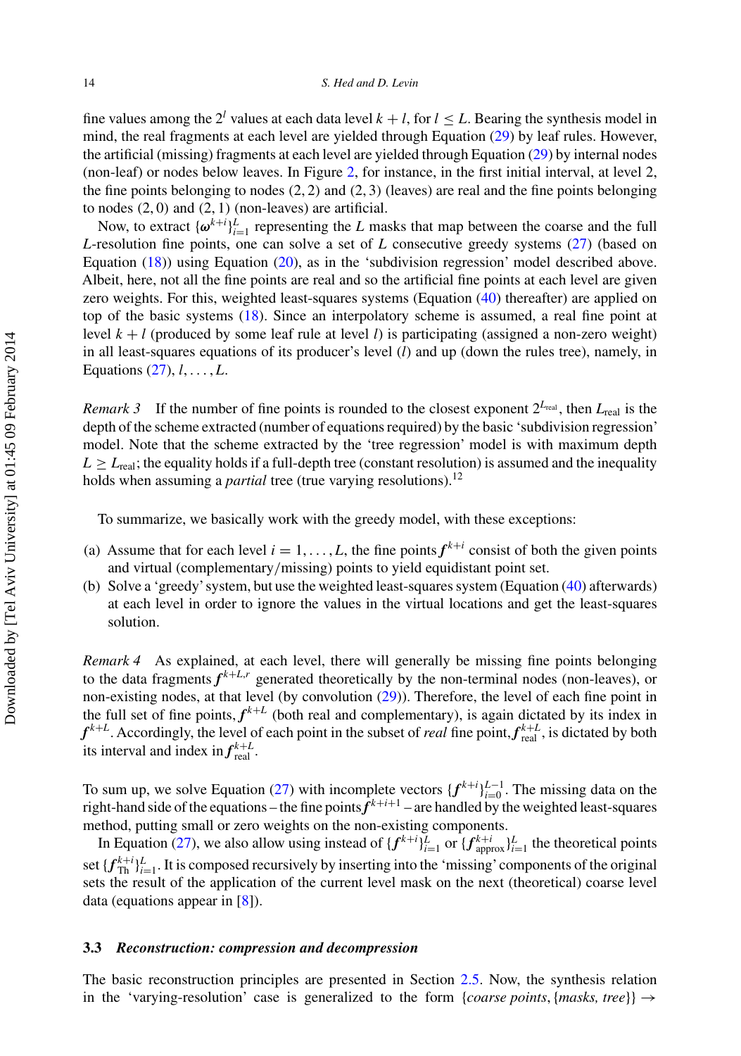fine values among the $2^l$ values at each data level $k+l$, for $l \leq L$. Bearing the synthesis model in mind, the real fragments at each level are yielded through Equation (29) by leaf rules. However, the artificial (missing) fragments at each level are yielded through Equation (29) by internal nodes (non-leaf) or nodes below leaves. In Figure 2, for instance, in the first initial interval, at level 2, the fine points belonging to nodes (2, 2) and (2, 3) (leaves) are real and the fine points belonging to nodes (2, 0) and (2, 1) (non-leaves) are artificial.

Now, to extract $\{\boldsymbol{\omega}^{k+i}\}_{i=1}^{L}$ representing the $L$ masks that map between the coarse and the full $L$-resolution fine points, one can solve a set of $L$ consecutive greedy systems (27) (based on Equation (18)) using Equation (20), as in the 'subdivision regression' model described above. Albeit, here, not all the fine points are real and so the artificial fine points at each level are given zero weights. For this, weighted least-squares systems (Equation (40) thereafter) are applied on top of the basic systems (18). Since an interpolatory scheme is assumed, a real fine point at level $k+l$ (produced by some leaf rule at level $l$) is participating (assigned a non-zero weight) in all least-squares equations of its producer's level ($l$) and up (down the rules tree), namely, in Equations (27), $l, \ldots, L$.

*Remark 3* If the number of fine points is rounded to the closest exponent $2^{L_{\text{real}}}$, then $L_{\text{real}}$ is the depth of the scheme extracted (number of equations required) by the basic 'subdivision regression' model. Note that the scheme extracted by the 'tree regression' model is with maximum depth $L \geq L_{\text{real}}$; the equality holds if a full-depth tree (constant resolution) is assumed and the inequality holds when assuming a *partial* tree (true varying resolutions).[12]

To summarize, we basically work with the greedy model, with these exceptions:

(a) Assume that for each level $i = 1, \ldots, L$, the fine points $\boldsymbol{f}^{k+i}$ consist of both the given points and virtual (complementary/missing) points to yield equidistant point set.

(b) Solve a 'greedy' system, but use the weighted least-squares system (Equation (40) afterwards) at each level in order to ignore the values in the virtual locations and get the least-squares solution.

*Remark 4* As explained, at each level, there will generally be missing fine points belonging to the data fragments $\boldsymbol{f}^{k+L,r}$ generated theoretically by the non-terminal nodes (non-leaves), or non-existing nodes, at that level (by convolution (29)). Therefore, the level of each fine point in the full set of fine points, $\boldsymbol{f}^{k+L}$ (both real and complementary), is again dictated by its index in $\boldsymbol{f}^{k+L}$. Accordingly, the level of each point in the subset of *real* fine point, $\boldsymbol{f}^{k+L}_{\text{real}}$, is dictated by both its interval and index in $\boldsymbol{f}^{k+L}_{\text{real}}$.

To sum up, we solve Equation (27) with incomplete vectors $\{\boldsymbol{f}^{k+i}\}_{i=0}^{L-1}$. The missing data on the right-hand side of the equations – the fine points $\boldsymbol{f}^{k+i+1}$ – are handled by the weighted least-squares method, putting small or zero weights on the non-existing components.

In Equation (27), we also allow using instead of $\{\boldsymbol{f}^{k+i}\}_{i=1}^{L}$ or $\{\boldsymbol{f}^{k+i}_{\text{approx}}\}_{i=1}^{L}$ the theoretical points set $\{\boldsymbol{f}^{k+i}_{\text{Th}}\}_{i=1}^{L}$. It is composed recursively by inserting into the 'missing' components of the original sets the result of the application of the current level mask on the next (theoretical) coarse level data (equations appear in [8]).

### 3.3 *Reconstruction: compression and decompression*

The basic reconstruction principles are presented in Section 2.5. Now, the synthesis relation in the 'varying-resolution' case is generalized to the form $\{$*coarse points*, $\{$*masks, tree*$\}\} \rightarrow$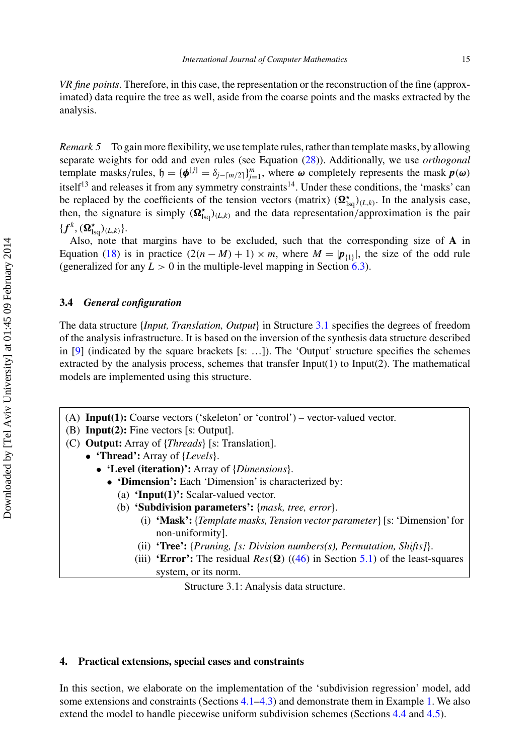*VR fine points*. Therefore, in this case, the representation or the reconstruction of the fine (approximated) data require the tree as well, aside from the coarse points and the masks extracted by the analysis.

*Remark 5* To gain more flexibility, we use template rules, rather than template masks, by allowing separate weights for odd and even rules (see Equation (28)). Additionally, we use *orthogonal* template masks/rules, $\mathfrak{h} = \{\boldsymbol{\phi}^{[j]} = \delta_{j-\lceil m/2 \rceil}\}_{j=1}^{m}$, where $\boldsymbol{\omega}$ completely represents the mask $\boldsymbol{p}(\boldsymbol{\omega})$ itself[13] and releases it from any symmetry constraints[14]. Under these conditions, the 'masks' can be replaced by the coefficients of the tension vectors (matrix) $(\boldsymbol{\Omega}^{\star}_{\text{lsq}})_{(L,k)}$. In the analysis case, then, the signature is simply $(\boldsymbol{\Omega}^{\star}_{\text{lsq}})_{(L,k)}$ and the data representation/approximation is the pair $\{\boldsymbol{f}^{k}, (\boldsymbol{\Omega}^{\star}_{\text{lsq}})_{(L,k)}\}$.

Also, note that margins have to be excluded, such that the corresponding size of $\mathbf{A}$ in Equation (18) is in practice $(2(n-M)+1) \times m$, where $M = |\boldsymbol{p}_{\{1\}}|$, the size of the odd rule (generalized for any $L > 0$ in the multiple-level mapping in Section 6.3).

### 3.4 *General configuration*

The data structure {*Input, Translation, Output*} in Structure 3.1 specifies the degrees of freedom of the analysis infrastructure. It is based on the inversion of the synthesis data structure described in [9] (indicated by the square brackets [s: …]). The 'Output' structure specifies the schemes extracted by the analysis process, schemes that transfer Input(1) to Input(2). The mathematical models are implemented using this structure.

(A) **Input(1):** Coarse vectors ('skeleton' or 'control') – vector-valued vector.
(B) **Input(2):** Fine vectors [s: Output].
(C) **Output:** Array of {*Threads*} [s: Translation].
- **'Thread':** Array of {*Levels*}.
  - **'Level (iteration)':** Array of {*Dimensions*}.
    - **'Dimension':** Each 'Dimension' is characterized by:
      (a) **'Input(1)':** Scalar-valued vector.
      (b) **'Subdivision parameters':** {*mask, tree, error*}.
        (i) **'Mask':** {*Template masks, Tension vector parameter*} [s: 'Dimension' for non-uniformity].
        (ii) **'Tree':** {*Pruning, [s: Division numbers(s), Permutation, Shifts]*}.
        (iii) **'Error':** The residual $Res(\boldsymbol{\Omega})$ ((46) in Section 5.1) of the least-squares system, or its norm.

Structure 3.1: Analysis data structure.

## 4. Practical extensions, special cases and constraints

In this section, we elaborate on the implementation of the 'subdivision regression' model, add some extensions and constraints (Sections 4.1–4.3) and demonstrate them in Example 1. We also extend the model to handle piecewise uniform subdivision schemes (Sections 4.4 and 4.5).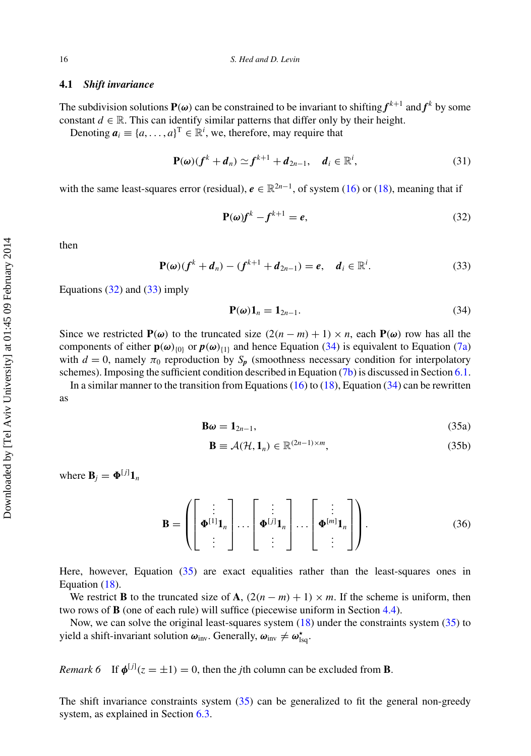### 4.1 *Shift invariance*

The subdivision solutions $\mathbf{P}(\boldsymbol{\omega})$ can be constrained to be invariant to shifting $\boldsymbol{f}^{k+1}$ and $\boldsymbol{f}^{k}$ by some constant $d \in \mathbb{R}$. This can identify similar patterns that differ only by their height.

Denoting $\boldsymbol{a}_i \equiv \{a, \ldots, a\}^{\mathrm{T}} \in \mathbb{R}^i$, we, therefore, may require that

$$\mathbf{P}(\boldsymbol{\omega})(\boldsymbol{f}^k + \boldsymbol{d}_n) \simeq \boldsymbol{f}^{k+1} + \boldsymbol{d}_{2n-1}, \quad \boldsymbol{d}_i \in \mathbb{R}^i, \tag{31}$$

with the same least-squares error (residual), $\boldsymbol{e} \in \mathbb{R}^{2n-1}$, of system (16) or (18), meaning that if

$$\mathbf{P}(\boldsymbol{\omega})\boldsymbol{f}^k - \boldsymbol{f}^{k+1} = \boldsymbol{e}, \tag{32}$$

then

$$\mathbf{P}(\boldsymbol{\omega})(\boldsymbol{f}^k + \boldsymbol{d}_n) - (\boldsymbol{f}^{k+1} + \boldsymbol{d}_{2n-1}) = \boldsymbol{e}, \quad \boldsymbol{d}_i \in \mathbb{R}^i. \tag{33}$$

Equations (32) and (33) imply

$$\mathbf{P}(\boldsymbol{\omega})\mathbf{1}_n = \mathbf{1}_{2n-1}. \tag{34}$$

Since we restricted $\mathbf{P}(\boldsymbol{\omega})$ to the truncated size $(2(n-m)+1) \times n$, each $\mathbf{P}(\boldsymbol{\omega})$ row has all the components of either $\mathbf{p}(\boldsymbol{\omega})_{\{0\}}$ or $\boldsymbol{p}(\boldsymbol{\omega})_{\{1\}}$ and hence Equation (34) is equivalent to Equation (7a) with $d = 0$, namely $\pi_0$ reproduction by $S_p$ (smoothness necessary condition for interpolatory schemes). Imposing the sufficient condition described in Equation (7b) is discussed in Section 6.1.

In a similar manner to the transition from Equations (16) to (18), Equation (34) can be rewritten as

$$\mathbf{B}\boldsymbol{\omega} = \mathbf{1}_{2n-1}, \tag{35a}$$

$$\mathbf{B} \equiv \mathcal{A}(\mathcal{H}, \mathbf{1}_n) \in \mathbb{R}^{(2n-1)\times m}, \tag{35b}$$

where $\mathbf{B}_j = \boldsymbol{\Phi}^{[j]}\mathbf{1}_n$

$$\mathbf{B} = \left( \begin{bmatrix} \vdots \\ \boldsymbol{\Phi}^{[1]}\mathbf{1}_n \\ \vdots \end{bmatrix} \cdots \begin{bmatrix} \vdots \\ \boldsymbol{\Phi}^{[j]}\mathbf{1}_n \\ \vdots \end{bmatrix} \cdots \begin{bmatrix} \vdots \\ \boldsymbol{\Phi}^{[m]}\mathbf{1}_n \\ \vdots \end{bmatrix} \right). \tag{36}$$

Here, however, Equation (35) are exact equalities rather than the least-squares ones in Equation (18).

We restrict $\mathbf{B}$ to the truncated size of $\mathbf{A}$, $(2(n-m)+1) \times m$. If the scheme is uniform, then two rows of $\mathbf{B}$ (one of each rule) will suffice (piecewise uniform in Section 4.4).

Now, we can solve the original least-squares system (18) under the constraints system (35) to yield a shift-invariant solution $\boldsymbol{\omega}_{\mathrm{inv}}$. Generally, $\boldsymbol{\omega}_{\mathrm{inv}} \neq \boldsymbol{\omega}^{\star}_{\mathrm{lsq}}$.

*Remark 6* If $\boldsymbol{\phi}^{[j]}(z = \pm 1) = 0$, then the $j$th column can be excluded from $\mathbf{B}$.

The shift invariance constraints system (35) can be generalized to fit the general non-greedy system, as explained in Section 6.3.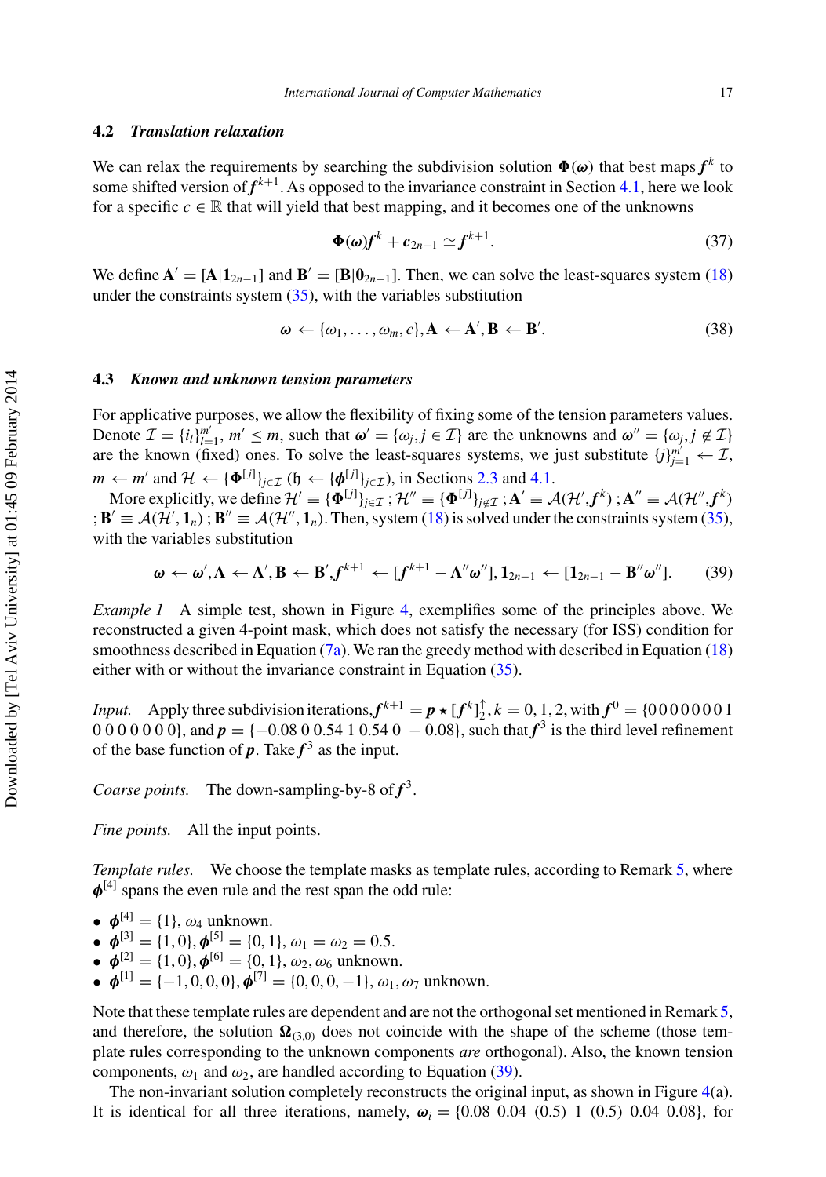### 4.2 *Translation relaxation*

We can relax the requirements by searching the subdivision solution $\mathbf{\Phi}(\boldsymbol{\omega})$ that best maps $\boldsymbol{f}^k$ to some shifted version of $\boldsymbol{f}^{k+1}$. As opposed to the invariance constraint in Section 4.1, here we look for a specific $c \in \mathbb{R}$ that will yield that best mapping, and it becomes one of the unknowns

$$\mathbf{\Phi}(\boldsymbol{\omega})\boldsymbol{f}^k + \boldsymbol{c}_{2n-1} \simeq \boldsymbol{f}^{k+1}. \tag{37}$$

We define $\mathbf{A}' = [\mathbf{A}|\mathbf{1}_{2n-1}]$ and $\mathbf{B}' = [\mathbf{B}|\mathbf{0}_{2n-1}]$. Then, we can solve the least-squares system (18) under the constraints system (35), with the variables substitution

$$\boldsymbol{\omega} \leftarrow \{\omega_1, \ldots, \omega_m, c\}, \mathbf{A} \leftarrow \mathbf{A}', \mathbf{B} \leftarrow \mathbf{B}'. \tag{38}$$

### 4.3 *Known and unknown tension parameters*

For applicative purposes, we allow the flexibility of fixing some of the tension parameters values. Denote $\mathcal{I} = \{i_l\}_{l=1}^{m'}$, $m' \leq m$, such that $\boldsymbol{\omega}' = \{\omega_j, j \in \mathcal{I}\}$ are the unknowns and $\boldsymbol{\omega}'' = \{\omega_j, j \notin \mathcal{I}\}$ are the known (fixed) ones. To solve the least-squares systems, we just substitute $\{j\}_{j=1}^{m'} \leftarrow \mathcal{I}$, $m \leftarrow m'$ and $\mathcal{H} \leftarrow \{\mathbf{\Phi}^{[j]}\}_{j\in\mathcal{I}}$ ($\mathfrak{h} \leftarrow \{\boldsymbol{\phi}^{[j]}\}_{j\in\mathcal{I}}$), in Sections 2.3 and 4.1.

More explicitly, we define $\mathcal{H}' \equiv \{\mathbf{\Phi}^{[j]}\}_{j\in\mathcal{I}}$ ; $\mathcal{H}'' \equiv \{\mathbf{\Phi}^{[j]}\}_{j\notin\mathcal{I}}$ ; $\mathbf{A}' \equiv \mathcal{A}(\mathcal{H}', \boldsymbol{f}^k)$ ; $\mathbf{A}'' \equiv \mathcal{A}(\mathcal{H}'', \boldsymbol{f}^k)$ ; $\mathbf{B}' \equiv \mathcal{A}(\mathcal{H}', \mathbf{1}_n)$ ; $\mathbf{B}'' \equiv \mathcal{A}(\mathcal{H}'', \mathbf{1}_n)$. Then, system (18) is solved under the constraints system (35), with the variables substitution

$$\boldsymbol{\omega} \leftarrow \boldsymbol{\omega}', \mathbf{A} \leftarrow \mathbf{A}', \mathbf{B} \leftarrow \mathbf{B}', \boldsymbol{f}^{k+1} \leftarrow [\boldsymbol{f}^{k+1} - \mathbf{A}''\boldsymbol{\omega}''], \mathbf{1}_{2n-1} \leftarrow [\mathbf{1}_{2n-1} - \mathbf{B}''\boldsymbol{\omega}'']. \tag{39}$$

*Example 1* A simple test, shown in Figure 4, exemplifies some of the principles above. We reconstructed a given 4-point mask, which does not satisfy the necessary (for ISS) condition for smoothness described in Equation (7a). We ran the greedy method with described in Equation (18) either with or without the invariance constraint in Equation (35).

*Input.* Apply three subdivision iterations, $\boldsymbol{f}^{k+1} = \boldsymbol{p} \star [\boldsymbol{f}^k]_2^{\uparrow}, k = 0, 1, 2$, with $\boldsymbol{f}^0 = \{0\,0\,0\,0\,0\,0\,0\,1\,0\,0\,0\,0\,0\,0\,0\}$, and $\boldsymbol{p} = \{-0.08\ 0\ 0.54\ 1\ 0.54\ 0\ \ -0.08\}$, such that $\boldsymbol{f}^3$ is the third level refinement of the base function of $\boldsymbol{p}$. Take $\boldsymbol{f}^3$ as the input.

*Coarse points.* The down-sampling-by-8 of $\boldsymbol{f}^3$.

*Fine points.* All the input points.

*Template rules.* We choose the template masks as template rules, according to Remark 5, where $\boldsymbol{\phi}^{[4]}$ spans the even rule and the rest span the odd rule:

- $\boldsymbol{\phi}^{[4]} = \{1\}$, $\omega_4$ unknown.
- $\boldsymbol{\phi}^{[3]} = \{1, 0\}, \boldsymbol{\phi}^{[5]} = \{0, 1\}$, $\omega_1 = \omega_2 = 0.5$.
- $\boldsymbol{\phi}^{[2]} = \{1, 0\}, \boldsymbol{\phi}^{[6]} = \{0, 1\}$, $\omega_2, \omega_6$ unknown.
- $\boldsymbol{\phi}^{[1]} = \{-1, 0, 0, 0\}, \boldsymbol{\phi}^{[7]} = \{0, 0, 0, -1\}$, $\omega_1, \omega_7$ unknown.

Note that these template rules are dependent and are not the orthogonal set mentioned in Remark 5, and therefore, the solution $\mathbf{\Omega}_{(3,0)}$ does not coincide with the shape of the scheme (those template rules corresponding to the unknown components *are* orthogonal). Also, the known tension components, $\omega_1$ and $\omega_2$, are handled according to Equation (39).

The non-invariant solution completely reconstructs the original input, as shown in Figure 4(a). It is identical for all three iterations, namely, $\boldsymbol{\omega}_i = \{0.08\ \ 0.04\ \ (0.5)\ \ 1\ \ (0.5)\ \ 0.04\ \ 0.08\}$, for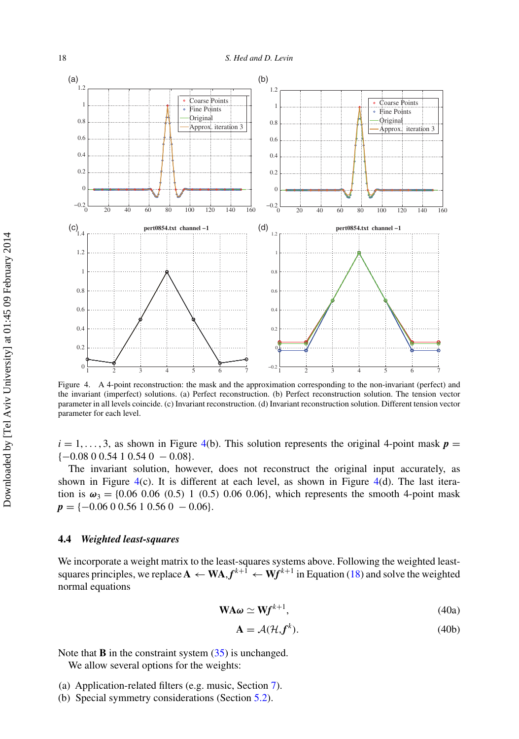Figure 4. A 4-point reconstruction: the mask and the approximation corresponding to the non-invariant (perfect) and the invariant (imperfect) solutions. (a) Perfect reconstruction. (b) Perfect reconstruction solution. The tension vector parameter in all levels coincide. (c) Invariant reconstruction. (d) Invariant reconstruction solution. Different tension vector parameter for each level.

$i = 1, \ldots, 3$, as shown in Figure 4(b). This solution represents the original 4-point mask $\boldsymbol{p} = \{-0.08\ 0\ 0.54\ 1\ 0.54\ 0\ -0.08\}$.

The invariant solution, however, does not reconstruct the original input accurately, as shown in Figure 4(c). It is different at each level, as shown in Figure 4(d). The last iteration is $\boldsymbol{\omega}_3 = \{0.06\ 0.06\ (0.5)\ 1\ (0.5)\ 0.06\ 0.06\}$, which represents the smooth 4-point mask $\boldsymbol{p} = \{-0.06\ 0\ 0.56\ 1\ 0.56\ 0\ -0.06\}$.

### 4.4 *Weighted least-squares*

We incorporate a weight matrix to the least-squares systems above. Following the weighted least-squares principles, we replace $\mathbf{A} \leftarrow \mathbf{WA}, \boldsymbol{f}^{k+1} \leftarrow \mathbf{W}\boldsymbol{f}^{k+1}$ in Equation (18) and solve the weighted normal equations

$$\mathbf{WA}\boldsymbol{\omega} \simeq \mathbf{W}\boldsymbol{f}^{k+1}, \tag{40a}$$

$$\mathbf{A} = \mathcal{A}(\mathcal{H}, \boldsymbol{f}^k). \tag{40b}$$

Note that $\mathbf{B}$ in the constraint system (35) is unchanged.

We allow several options for the weights:

(a) Application-related filters (e.g. music, Section 7).
(b) Special symmetry considerations (Section 5.2).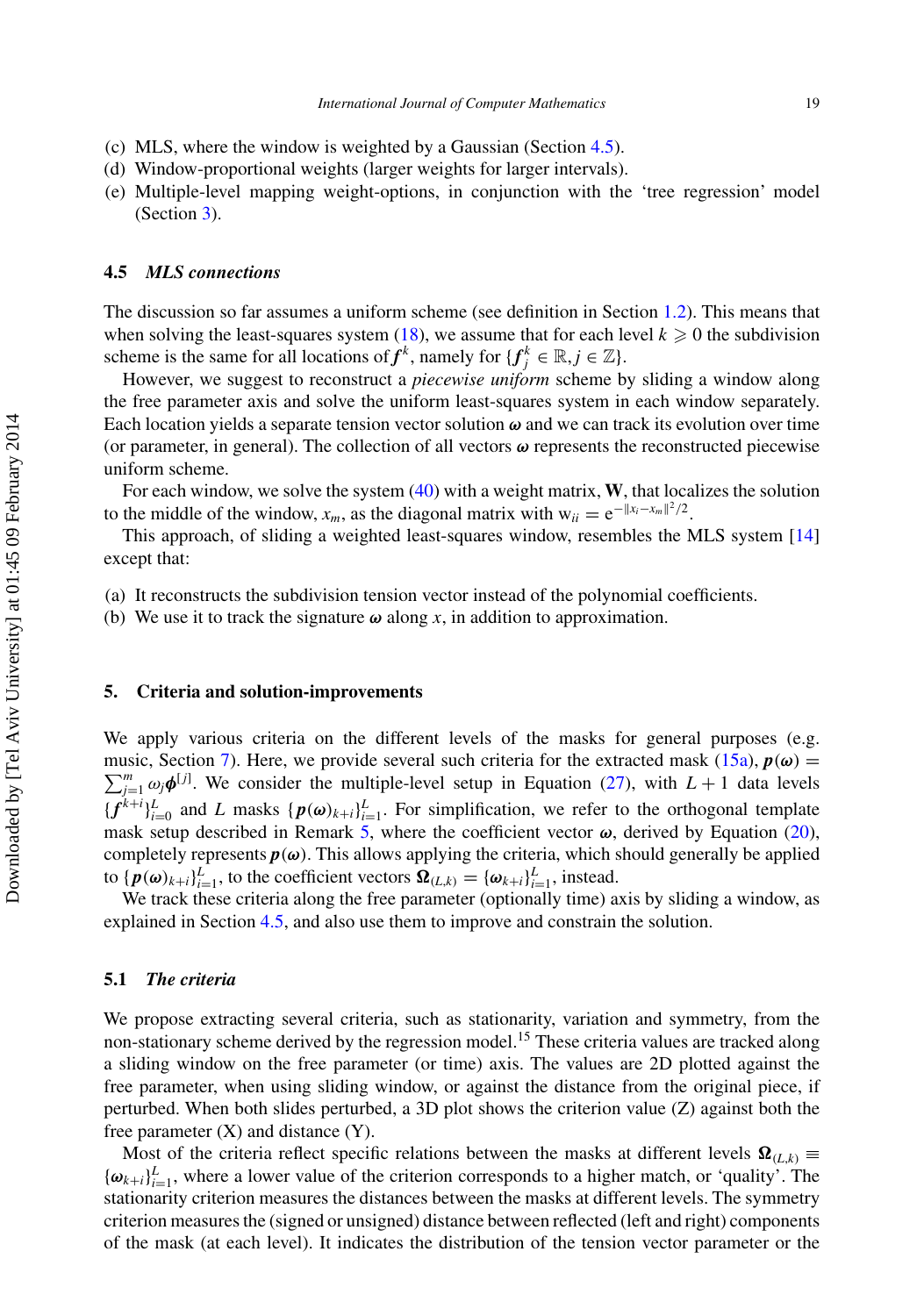(c) MLS, where the window is weighted by a Gaussian (Section 4.5).
(d) Window-proportional weights (larger weights for larger intervals).
(e) Multiple-level mapping weight-options, in conjunction with the 'tree regression' model (Section 3).

### 4.5 *MLS connections*

The discussion so far assumes a uniform scheme (see definition in Section 1.2). This means that when solving the least-squares system (18), we assume that for each level $k \geqslant 0$ the subdivision scheme is the same for all locations of $\boldsymbol{f}^k$, namely for $\{\boldsymbol{f}_j^k \in \mathbb{R}, j \in \mathbb{Z}\}$.

However, we suggest to reconstruct a *piecewise uniform* scheme by sliding a window along the free parameter axis and solve the uniform least-squares system in each window separately. Each location yields a separate tension vector solution $\boldsymbol{\omega}$ and we can track its evolution over time (or parameter, in general). The collection of all vectors $\boldsymbol{\omega}$ represents the reconstructed piecewise uniform scheme.

For each window, we solve the system (40) with a weight matrix, $\mathbf{W}$, that localizes the solution to the middle of the window, $x_m$, as the diagonal matrix with $\mathrm{w}_{ii} = \mathrm{e}^{-\|x_i - x_m\|^2/2}$.

This approach, of sliding a weighted least-squares window, resembles the MLS system [14] except that:

(a) It reconstructs the subdivision tension vector instead of the polynomial coefficients.
(b) We use it to track the signature $\boldsymbol{\omega}$ along $x$, in addition to approximation.

## 5. Criteria and solution-improvements

We apply various criteria on the different levels of the masks for general purposes (e.g. music, Section 7). Here, we provide several such criteria for the extracted mask (15a), $\boldsymbol{p}(\boldsymbol{\omega}) = \sum_{j=1}^{m} \omega_j \boldsymbol{\phi}^{[j]}$. We consider the multiple-level setup in Equation (27), with $L+1$ data levels $\{\boldsymbol{f}^{k+i}\}_{i=0}^{L}$ and $L$ masks $\{\boldsymbol{p}(\boldsymbol{\omega})_{k+i}\}_{i=1}^{L}$. For simplification, we refer to the orthogonal template mask setup described in Remark 5, where the coefficient vector $\boldsymbol{\omega}$, derived by Equation (20), completely represents $\boldsymbol{p}(\boldsymbol{\omega})$. This allows applying the criteria, which should generally be applied to $\{\boldsymbol{p}(\boldsymbol{\omega})_{k+i}\}_{i=1}^{L}$, to the coefficient vectors $\boldsymbol{\Omega}_{(L,k)} = \{\boldsymbol{\omega}_{k+i}\}_{i=1}^{L}$, instead.

We track these criteria along the free parameter (optionally time) axis by sliding a window, as explained in Section 4.5, and also use them to improve and constrain the solution.

### 5.1 *The criteria*

We propose extracting several criteria, such as stationarity, variation and symmetry, from the non-stationary scheme derived by the regression model.[15] These criteria values are tracked along a sliding window on the free parameter (or time) axis. The values are 2D plotted against the free parameter, when using sliding window, or against the distance from the original piece, if perturbed. When both slides perturbed, a 3D plot shows the criterion value (Z) against both the free parameter (X) and distance (Y).

Most of the criteria reflect specific relations between the masks at different levels $\boldsymbol{\Omega}_{(L,k)} \equiv \{\boldsymbol{\omega}_{k+i}\}_{i=1}^{L}$, where a lower value of the criterion corresponds to a higher match, or 'quality'. The stationarity criterion measures the distances between the masks at different levels. The symmetry criterion measures the (signed or unsigned) distance between reflected (left and right) components of the mask (at each level). It indicates the distribution of the tension vector parameter or the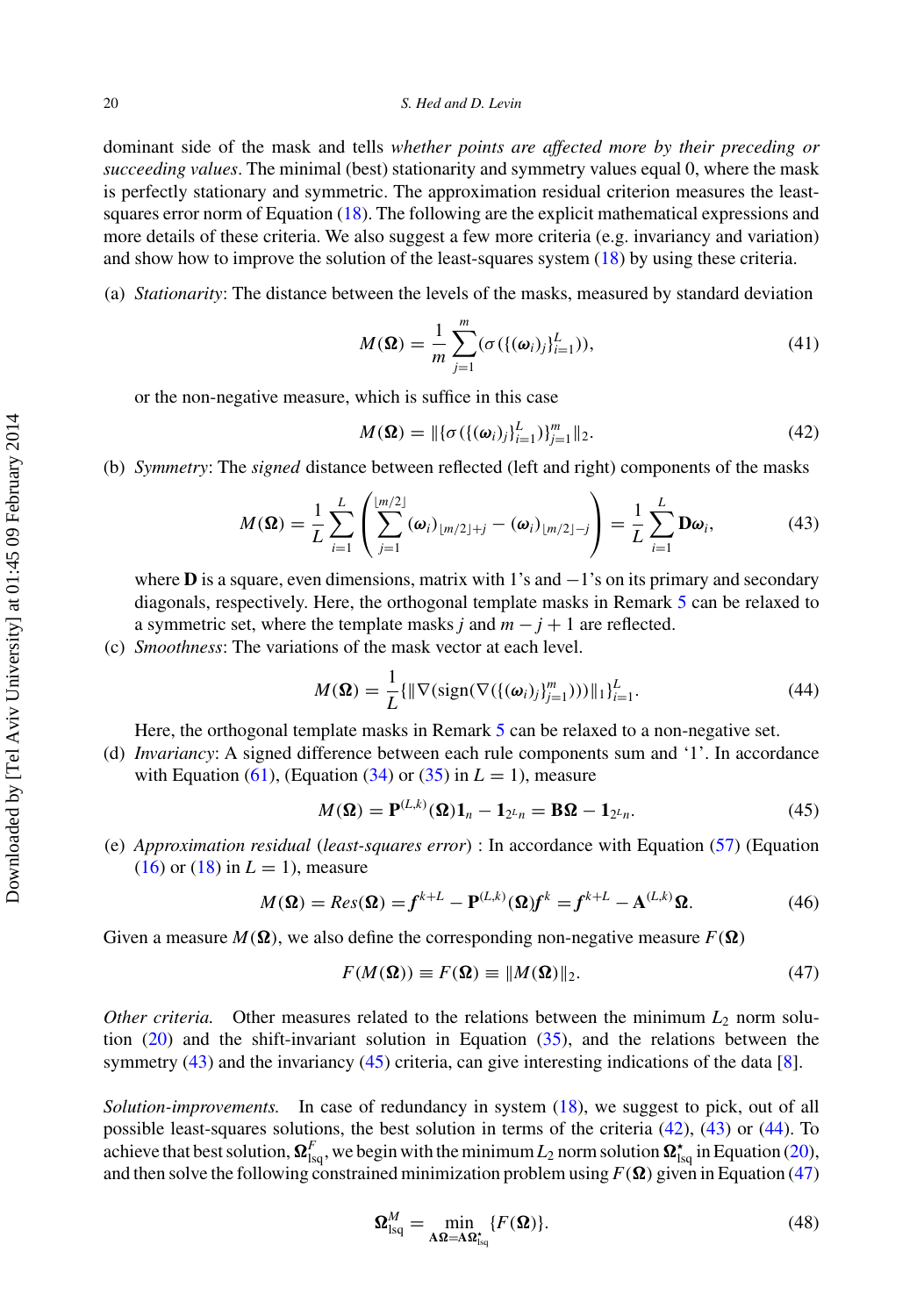dominant side of the mask and tells *whether points are affected more by their preceding or succeeding values*. The minimal (best) stationarity and symmetry values equal 0, where the mask is perfectly stationary and symmetric. The approximation residual criterion measures the least-squares error norm of Equation (18). The following are the explicit mathematical expressions and more details of these criteria. We also suggest a few more criteria (e.g. invariancy and variation) and show how to improve the solution of the least-squares system (18) by using these criteria.

(a) *Stationarity*: The distance between the levels of the masks, measured by standard deviation

$$M(\boldsymbol{\Omega}) = \frac{1}{m}\sum_{j=1}^{m}(\sigma(\{(\boldsymbol{\omega}_i)_j\}_{i=1}^{L})), \tag{41}$$

or the non-negative measure, which is suffice in this case

$$M(\boldsymbol{\Omega}) = \|\{\sigma(\{(\boldsymbol{\omega}_i)_j\}_{i=1}^{L})\}_{j=1}^{m}\|_2. \tag{42}$$

(b) *Symmetry*: The *signed* distance between reflected (left and right) components of the masks

$$M(\boldsymbol{\Omega}) = \frac{1}{L}\sum_{i=1}^{L}\left(\sum_{j=1}^{\lfloor m/2\rfloor}(\boldsymbol{\omega}_i)_{\lfloor m/2\rfloor+j} - (\boldsymbol{\omega}_i)_{\lfloor m/2\rfloor-j}\right) = \frac{1}{L}\sum_{i=1}^{L}\mathbf{D}\boldsymbol{\omega}_i, \tag{43}$$

where $\mathbf{D}$ is a square, even dimensions, matrix with 1's and $-1$'s on its primary and secondary diagonals, respectively. Here, the orthogonal template masks in Remark 5 can be relaxed to a symmetric set, where the template masks $j$ and $m-j+1$ are reflected.

(c) *Smoothness*: The variations of the mask vector at each level.

$$M(\boldsymbol{\Omega}) = \frac{1}{L}\{\|\nabla(\mathrm{sign}(\nabla(\{(\boldsymbol{\omega}_i)_j\}_{j=1}^{m})))\|_1\}_{i=1}^{L}. \tag{44}$$

Here, the orthogonal template masks in Remark 5 can be relaxed to a non-negative set.

(d) *Invariancy*: A signed difference between each rule components sum and '1'. In accordance with Equation (61), (Equation (34) or (35) in $L=1$), measure

$$M(\boldsymbol{\Omega}) = \mathbf{P}^{(L,k)}(\boldsymbol{\Omega})\mathbf{1}_n - \mathbf{1}_{2^L n} = \mathbf{B}\boldsymbol{\Omega} - \mathbf{1}_{2^L n}. \tag{45}$$

(e) *Approximation residual* (*least-squares error*) : In accordance with Equation (57) (Equation (16) or (18) in $L=1$), measure

$$M(\boldsymbol{\Omega}) = Res(\boldsymbol{\Omega}) = \boldsymbol{f}^{k+L} - \mathbf{P}^{(L,k)}(\boldsymbol{\Omega})\boldsymbol{f}^{k} = \boldsymbol{f}^{k+L} - \mathbf{A}^{(L,k)}\boldsymbol{\Omega}. \tag{46}$$

Given a measure $M(\boldsymbol{\Omega})$, we also define the corresponding non-negative measure $F(\boldsymbol{\Omega})$

$$F(M(\boldsymbol{\Omega})) \equiv F(\boldsymbol{\Omega}) \equiv \|M(\boldsymbol{\Omega})\|_2. \tag{47}$$

*Other criteria.* Other measures related to the relations between the minimum $L_2$ norm solution (20) and the shift-invariant solution in Equation (35), and the relations between the symmetry (43) and the invariancy (45) criteria, can give interesting indications of the data [8].

*Solution-improvements.* In case of redundancy in system (18), we suggest to pick, out of all possible least-squares solutions, the best solution in terms of the criteria (42), (43) or (44). To achieve that best solution, $\boldsymbol{\Omega}_{\mathrm{lsq}}^{F}$, we begin with the minimum $L_2$ norm solution $\boldsymbol{\Omega}_{\mathrm{lsq}}^{\star}$ in Equation (20), and then solve the following constrained minimization problem using $F(\boldsymbol{\Omega})$ given in Equation (47)

$$\boldsymbol{\Omega}_{\mathrm{lsq}}^{M} = \min_{\mathbf{A}\boldsymbol{\Omega}=\mathbf{A}\boldsymbol{\Omega}_{\mathrm{lsq}}^{\star}}\{F(\boldsymbol{\Omega})\}. \tag{48}$$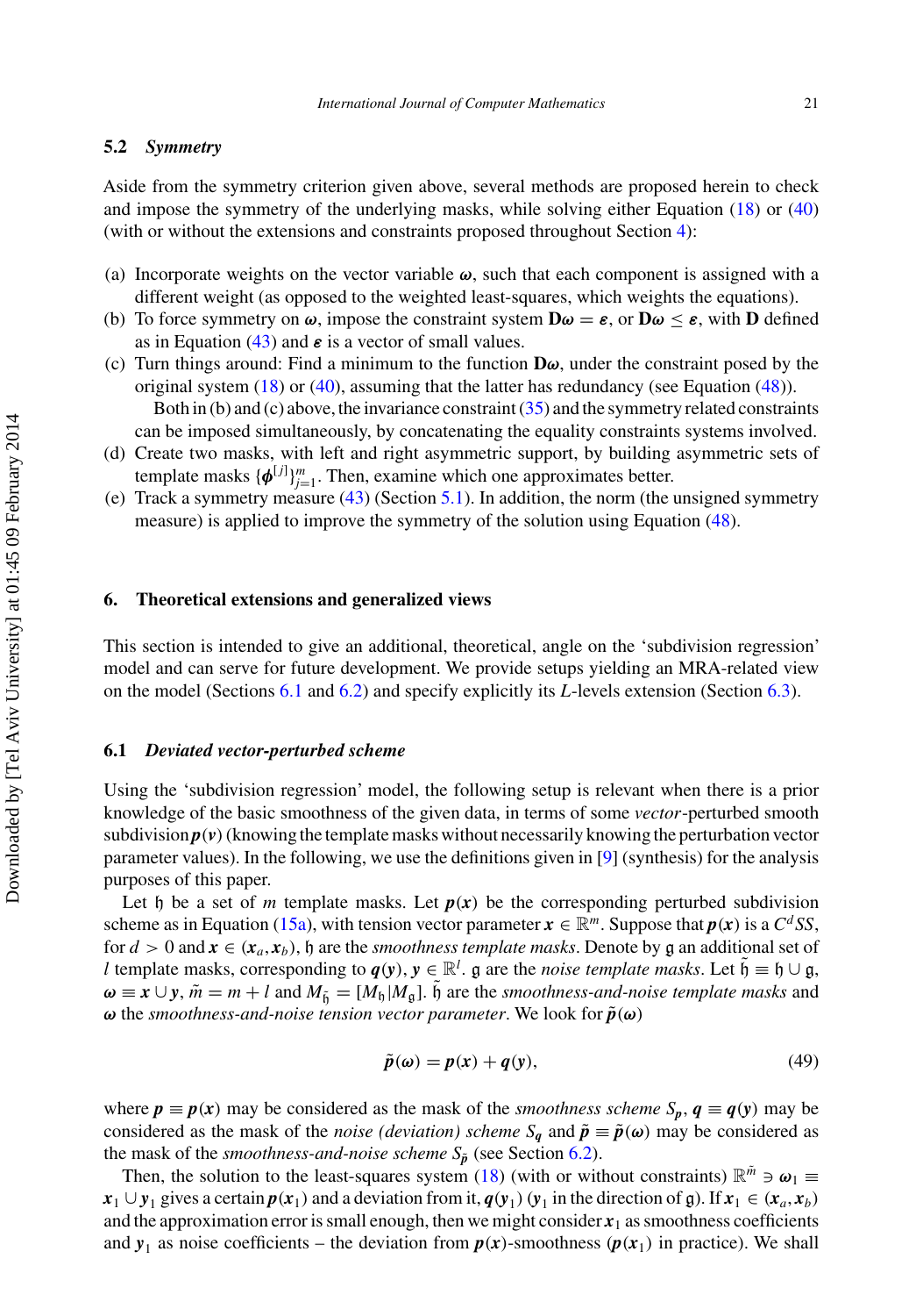## 5.2 *Symmetry*

Aside from the symmetry criterion given above, several methods are proposed herein to check and impose the symmetry of the underlying masks, while solving either Equation (18) or (40) (with or without the extensions and constraints proposed throughout Section 4):

(a) Incorporate weights on the vector variable $\boldsymbol{\omega}$, such that each component is assigned with a different weight (as opposed to the weighted least-squares, which weights the equations).

(b) To force symmetry on $\boldsymbol{\omega}$, impose the constraint system $\mathbf{D}\boldsymbol{\omega} = \boldsymbol{\varepsilon}$, or $\mathbf{D}\boldsymbol{\omega} \leq \boldsymbol{\varepsilon}$, with $\mathbf{D}$ defined as in Equation (43) and $\boldsymbol{\varepsilon}$ is a vector of small values.

(c) Turn things around: Find a minimum to the function $\mathbf{D}\boldsymbol{\omega}$, under the constraint posed by the original system (18) or (40), assuming that the latter has redundancy (see Equation (48)).

Both in (b) and (c) above, the invariance constraint (35) and the symmetry related constraints can be imposed simultaneously, by concatenating the equality constraints systems involved.

(d) Create two masks, with left and right asymmetric support, by building asymmetric sets of template masks $\{\boldsymbol{\phi}^{[j]}\}_{j=1}^{m}$. Then, examine which one approximates better.

(e) Track a symmetry measure (43) (Section 5.1). In addition, the norm (the unsigned symmetry measure) is applied to improve the symmetry of the solution using Equation (48).

# 6. Theoretical extensions and generalized views

This section is intended to give an additional, theoretical, angle on the 'subdivision regression' model and can serve for future development. We provide setups yielding an MRA-related view on the model (Sections 6.1 and 6.2) and specify explicitly its $L$-levels extension (Section 6.3).

## 6.1 *Deviated vector-perturbed scheme*

Using the 'subdivision regression' model, the following setup is relevant when there is a prior knowledge of the basic smoothness of the given data, in terms of some *vector*-perturbed smooth subdivision $\boldsymbol{p}(\boldsymbol{v})$ (knowing the template masks without necessarily knowing the perturbation vector parameter values). In the following, we use the definitions given in [9] (synthesis) for the analysis purposes of this paper.

Let $\mathfrak{h}$ be a set of $m$ template masks. Let $\boldsymbol{p}(\boldsymbol{x})$ be the corresponding perturbed subdivision scheme as in Equation (15a), with tension vector parameter $\boldsymbol{x} \in \mathbb{R}^m$. Suppose that $\boldsymbol{p}(\boldsymbol{x})$ is a $C^d SS$, for $d > 0$ and $\boldsymbol{x} \in (\boldsymbol{x}_a, \boldsymbol{x}_b)$, $\mathfrak{h}$ are the *smoothness template masks*. Denote by $\mathfrak{g}$ an additional set of $l$ template masks, corresponding to $\boldsymbol{q}(\boldsymbol{y})$, $\boldsymbol{y} \in \mathbb{R}^l$. $\mathfrak{g}$ are the *noise template masks*. Let $\tilde{\mathfrak{h}} \equiv \mathfrak{h} \cup \mathfrak{g}$, $\boldsymbol{\omega} \equiv \boldsymbol{x} \cup \boldsymbol{y}$, $\tilde{m} = m + l$ and $M_{\tilde{\mathfrak{h}}} = [M_{\mathfrak{h}} | M_{\mathfrak{g}}]$. $\tilde{\mathfrak{h}}$ are the *smoothness-and-noise template masks* and $\boldsymbol{\omega}$ the *smoothness-and-noise tension vector parameter*. We look for $\tilde{\boldsymbol{p}}(\boldsymbol{\omega})$

$$\tilde{\boldsymbol{p}}(\boldsymbol{\omega}) = \boldsymbol{p}(\boldsymbol{x}) + \boldsymbol{q}(\boldsymbol{y}), \tag{49}$$

where $\boldsymbol{p} \equiv \boldsymbol{p}(\boldsymbol{x})$ may be considered as the mask of the *smoothness scheme* $S_{\boldsymbol{p}}$, $\boldsymbol{q} \equiv \boldsymbol{q}(\boldsymbol{y})$ may be considered as the mask of the *noise (deviation) scheme* $S_{\boldsymbol{q}}$ and $\tilde{\boldsymbol{p}} \equiv \tilde{\boldsymbol{p}}(\boldsymbol{\omega})$ may be considered as the mask of the *smoothness-and-noise scheme* $S_{\tilde{\boldsymbol{p}}}$ (see Section 6.2).

Then, the solution to the least-squares system (18) (with or without constraints) $\mathbb{R}^{\tilde{m}} \ni \boldsymbol{\omega}_1 \equiv \boldsymbol{x}_1 \cup \boldsymbol{y}_1$ gives a certain $\boldsymbol{p}(\boldsymbol{x}_1)$ and a deviation from it, $\boldsymbol{q}(\boldsymbol{y}_1)$ ($\boldsymbol{y}_1$ in the direction of $\mathfrak{g}$). If $\boldsymbol{x}_1 \in (\boldsymbol{x}_a, \boldsymbol{x}_b)$ and the approximation error is small enough, then we might consider $\boldsymbol{x}_1$ as smoothness coefficients and $\boldsymbol{y}_1$ as noise coefficients – the deviation from $\boldsymbol{p}(\boldsymbol{x})$-smoothness ($\boldsymbol{p}(\boldsymbol{x}_1)$ in practice). We shall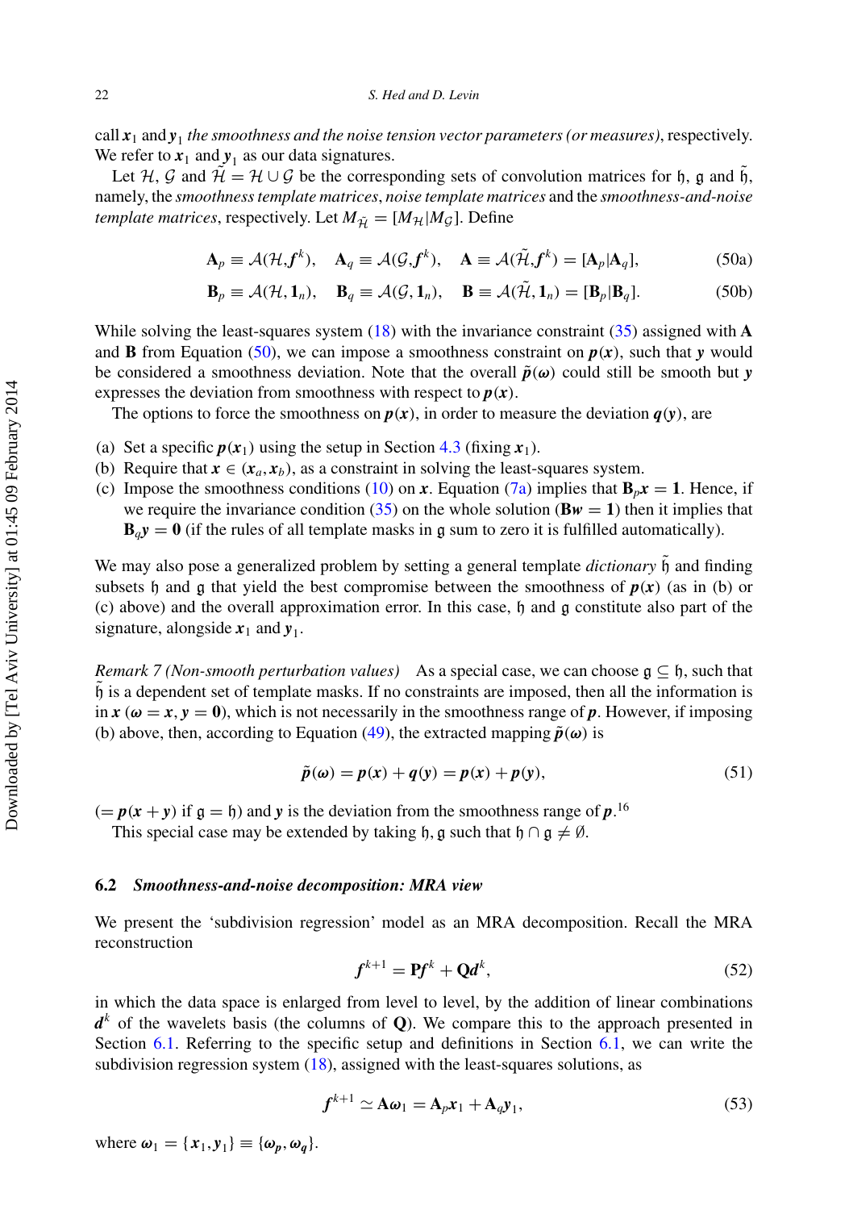call $\boldsymbol{x}_1$ and $\boldsymbol{y}_1$ *the smoothness and the noise tension vector parameters (or measures)*, respectively. We refer to $\boldsymbol{x}_1$ and $\boldsymbol{y}_1$ as our data signatures.

Let $\mathcal{H}$, $\mathcal{G}$ and $\tilde{\mathcal{H}} = \mathcal{H} \cup \mathcal{G}$ be the corresponding sets of convolution matrices for $\mathfrak{h}$, $\mathfrak{g}$ and $\tilde{\mathfrak{h}}$, namely, the *smoothness template matrices*, *noise template matrices* and the *smoothness-and-noise template matrices*, respectively. Let $M_{\tilde{\mathcal{H}}} = [M_{\mathcal{H}}|M_{\mathcal{G}}]$. Define

$$\mathbf{A}_p \equiv \mathcal{A}(\mathcal{H}, \boldsymbol{f}^k), \quad \mathbf{A}_q \equiv \mathcal{A}(\mathcal{G}, \boldsymbol{f}^k), \quad \mathbf{A} \equiv \mathcal{A}(\tilde{\mathcal{H}}, \boldsymbol{f}^k) = [\mathbf{A}_p|\mathbf{A}_q], \tag{50a}$$

$$\mathbf{B}_p \equiv \mathcal{A}(\mathcal{H}, \mathbf{1}_n), \quad \mathbf{B}_q \equiv \mathcal{A}(\mathcal{G}, \mathbf{1}_n), \quad \mathbf{B} \equiv \mathcal{A}(\tilde{\mathcal{H}}, \mathbf{1}_n) = [\mathbf{B}_p|\mathbf{B}_q]. \tag{50b}$$

While solving the least-squares system (18) with the invariance constraint (35) assigned with $\mathbf{A}$ and $\mathbf{B}$ from Equation (50), we can impose a smoothness constraint on $\boldsymbol{p}(\boldsymbol{x})$, such that $\boldsymbol{y}$ would be considered a smoothness deviation. Note that the overall $\tilde{\boldsymbol{p}}(\boldsymbol{\omega})$ could still be smooth but $\boldsymbol{y}$ expresses the deviation from smoothness with respect to $\boldsymbol{p}(\boldsymbol{x})$.

The options to force the smoothness on $\boldsymbol{p}(\boldsymbol{x})$, in order to measure the deviation $\boldsymbol{q}(\boldsymbol{y})$, are

(a) Set a specific $\boldsymbol{p}(\boldsymbol{x}_1)$ using the setup in Section 4.3 (fixing $\boldsymbol{x}_1$).
(b) Require that $\boldsymbol{x} \in (\boldsymbol{x}_a, \boldsymbol{x}_b)$, as a constraint in solving the least-squares system.
(c) Impose the smoothness conditions (10) on $\boldsymbol{x}$. Equation (7a) implies that $\mathbf{B}_p\boldsymbol{x} = \mathbf{1}$. Hence, if we require the invariance condition (35) on the whole solution ($\mathbf{B}\boldsymbol{w} = \mathbf{1}$) then it implies that $\mathbf{B}_q\boldsymbol{y} = \mathbf{0}$ (if the rules of all template masks in $\mathfrak{g}$ sum to zero it is fulfilled automatically).

We may also pose a generalized problem by setting a general template *dictionary* $\tilde{\mathfrak{h}}$ and finding subsets $\mathfrak{h}$ and $\mathfrak{g}$ that yield the best compromise between the smoothness of $\boldsymbol{p}(\boldsymbol{x})$ (as in (b) or (c) above) and the overall approximation error. In this case, $\mathfrak{h}$ and $\mathfrak{g}$ constitute also part of the signature, alongside $\boldsymbol{x}_1$ and $\boldsymbol{y}_1$.

*Remark 7 (Non-smooth perturbation values)* As a special case, we can choose $\mathfrak{g} \subseteq \mathfrak{h}$, such that $\tilde{\mathfrak{h}}$ is a dependent set of template masks. If no constraints are imposed, then all the information is in $\boldsymbol{x}$ ($\boldsymbol{\omega} = \boldsymbol{x}, \boldsymbol{y} = \mathbf{0}$), which is not necessarily in the smoothness range of $\boldsymbol{p}$. However, if imposing (b) above, then, according to Equation (49), the extracted mapping $\tilde{\boldsymbol{p}}(\boldsymbol{\omega})$ is

$$\tilde{\boldsymbol{p}}(\boldsymbol{\omega}) = \boldsymbol{p}(\boldsymbol{x}) + \boldsymbol{q}(\boldsymbol{y}) = \boldsymbol{p}(\boldsymbol{x}) + \boldsymbol{p}(\boldsymbol{y}), \tag{51}$$

($= \boldsymbol{p}(\boldsymbol{x}+\boldsymbol{y})$ if $\mathfrak{g} = \mathfrak{h}$) and $\boldsymbol{y}$ is the deviation from the smoothness range of $\boldsymbol{p}$.[16]

This special case may be extended by taking $\mathfrak{h}, \mathfrak{g}$ such that $\mathfrak{h} \cap \mathfrak{g} \neq \emptyset$.

### 6.2 *Smoothness-and-noise decomposition: MRA view*

We present the 'subdivision regression' model as an MRA decomposition. Recall the MRA reconstruction

$$\boldsymbol{f}^{k+1} = \mathbf{P}\boldsymbol{f}^k + \mathbf{Q}\boldsymbol{d}^k, \tag{52}$$

in which the data space is enlarged from level to level, by the addition of linear combinations $\boldsymbol{d}^k$ of the wavelets basis (the columns of $\mathbf{Q}$). We compare this to the approach presented in Section 6.1. Referring to the specific setup and definitions in Section 6.1, we can write the subdivision regression system (18), assigned with the least-squares solutions, as

$$\boldsymbol{f}^{k+1} \simeq \mathbf{A}\boldsymbol{\omega}_1 = \mathbf{A}_p\boldsymbol{x}_1 + \mathbf{A}_q\boldsymbol{y}_1, \tag{53}$$

where $\boldsymbol{\omega}_1 = \{\boldsymbol{x}_1, \boldsymbol{y}_1\} \equiv \{\boldsymbol{\omega}_p, \boldsymbol{\omega}_q\}$.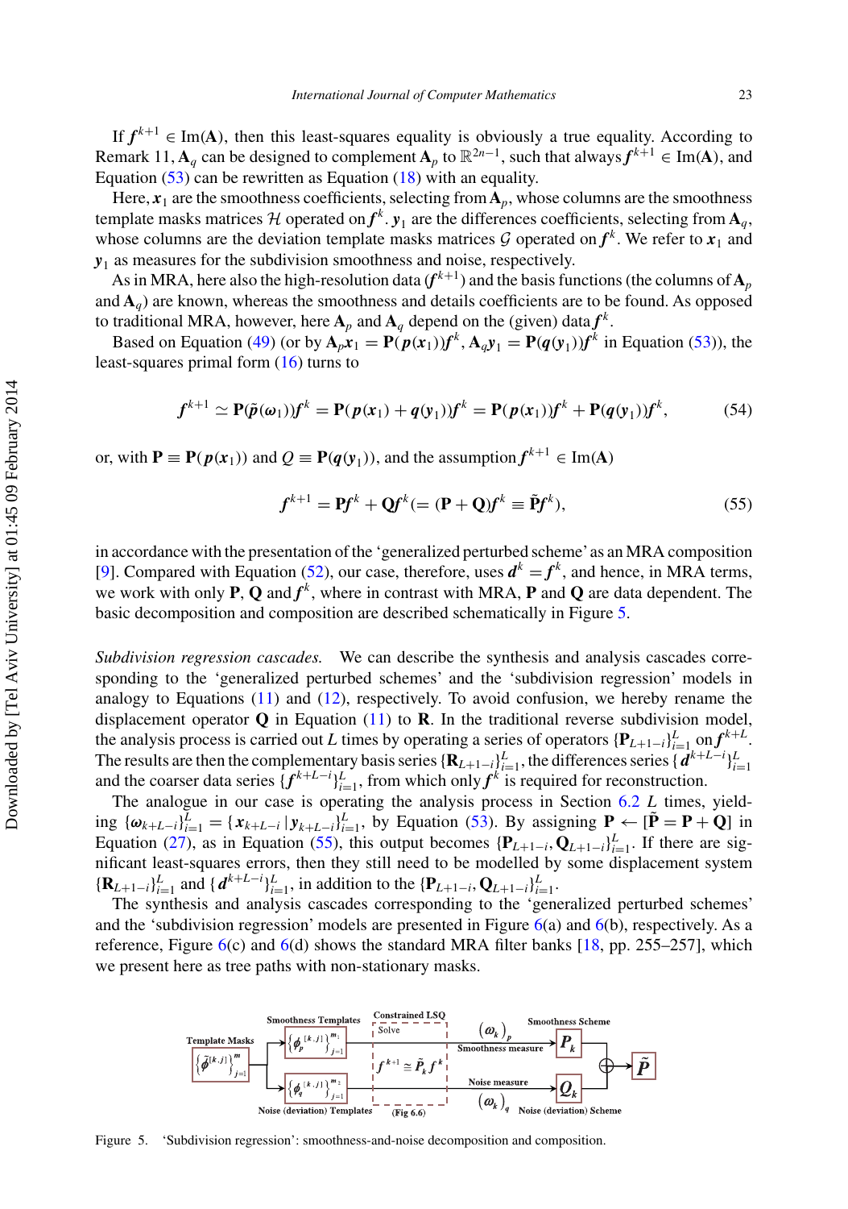If $\boldsymbol{f}^{k+1} \in \mathrm{Im}(\mathbf{A})$, then this least-squares equality is obviously a true equality. According to Remark 11, $\mathbf{A}_q$ can be designed to complement $\mathbf{A}_p$ to $\mathbb{R}^{2n-1}$, such that always $\boldsymbol{f}^{k+1} \in \mathrm{Im}(\mathbf{A})$, and Equation (53) can be rewritten as Equation (18) with an equality.

Here, $\boldsymbol{x}_1$ are the smoothness coefficients, selecting from $\mathbf{A}_p$, whose columns are the smoothness template masks matrices $\mathcal{H}$ operated on $\boldsymbol{f}^k$. $\boldsymbol{y}_1$ are the differences coefficients, selecting from $\mathbf{A}_q$, whose columns are the deviation template masks matrices $\mathcal{G}$ operated on $\boldsymbol{f}^k$. We refer to $\boldsymbol{x}_1$ and $\boldsymbol{y}_1$ as measures for the subdivision smoothness and noise, respectively.

As in MRA, here also the high-resolution data ($\boldsymbol{f}^{k+1}$) and the basis functions (the columns of $\mathbf{A}_p$ and $\mathbf{A}_q$) are known, whereas the smoothness and details coefficients are to be found. As opposed to traditional MRA, however, here $\mathbf{A}_p$ and $\mathbf{A}_q$ depend on the (given) data $\boldsymbol{f}^k$.

Based on Equation (49) (or by $\mathbf{A}_p\boldsymbol{x}_1 = \mathbf{P}(\boldsymbol{p}(\boldsymbol{x}_1))\boldsymbol{f}^k$, $\mathbf{A}_q\boldsymbol{y}_1 = \mathbf{P}(\boldsymbol{q}(\boldsymbol{y}_1))\boldsymbol{f}^k$ in Equation (53)), the least-squares primal form (16) turns to

$$\boldsymbol{f}^{k+1} \simeq \mathbf{P}(\tilde{\boldsymbol{p}}(\boldsymbol{\omega}_1))\boldsymbol{f}^k = \mathbf{P}(\boldsymbol{p}(\boldsymbol{x}_1) + \boldsymbol{q}(\boldsymbol{y}_1))\boldsymbol{f}^k = \mathbf{P}(\boldsymbol{p}(\boldsymbol{x}_1))\boldsymbol{f}^k + \mathbf{P}(\boldsymbol{q}(\boldsymbol{y}_1))\boldsymbol{f}^k, \tag{54}$$

or, with $\mathbf{P} \equiv \mathbf{P}(\boldsymbol{p}(\boldsymbol{x}_1))$ and $\mathcal{Q} \equiv \mathbf{P}(\boldsymbol{q}(\boldsymbol{y}_1))$, and the assumption $\boldsymbol{f}^{k+1} \in \mathrm{Im}(\mathbf{A})$

$$\boldsymbol{f}^{k+1} = \mathbf{P}\boldsymbol{f}^k + \mathbf{Q}\boldsymbol{f}^k (= (\mathbf{P} + \mathbf{Q})\boldsymbol{f}^k \equiv \tilde{\mathbf{P}}\boldsymbol{f}^k), \tag{55}$$

in accordance with the presentation of the 'generalized perturbed scheme' as an MRA composition [9]. Compared with Equation (52), our case, therefore, uses $\boldsymbol{d}^k = \boldsymbol{f}^k$, and hence, in MRA terms, we work with only $\mathbf{P}$, $\mathbf{Q}$ and $\boldsymbol{f}^k$, where in contrast with MRA, $\mathbf{P}$ and $\mathbf{Q}$ are data dependent. The basic decomposition and composition are described schematically in Figure 5.

*Subdivision regression cascades.* We can describe the synthesis and analysis cascades corresponding to the 'generalized perturbed schemes' and the 'subdivision regression' models in analogy to Equations (11) and (12), respectively. To avoid confusion, we hereby rename the displacement operator $\mathbf{Q}$ in Equation (11) to $\mathbf{R}$. In the traditional reverse subdivision model, the analysis process is carried out $L$ times by operating a series of operators $\{\mathbf{P}_{L+1-i}\}_{i=1}^{L}$ on $\boldsymbol{f}^{k+L}$. The results are then the complementary basis series $\{\mathbf{R}_{L+1-i}\}_{i=1}^{L}$, the differences series $\{\boldsymbol{d}^{k+L-i}\}_{i=1}^{L}$ and the coarser data series $\{\boldsymbol{f}^{k+L-i}\}_{i=1}^{L}$, from which only $\boldsymbol{f}^k$ is required for reconstruction.

The analogue in our case is operating the analysis process in Section 6.2 $L$ times, yielding $\{\boldsymbol{\omega}_{k+L-i}\}_{i=1}^{L} = \{\boldsymbol{x}_{k+L-i} \,|\, \boldsymbol{y}_{k+L-i}\}_{i=1}^{L}$, by Equation (53). By assigning $\mathbf{P} \leftarrow [\tilde{\mathbf{P}} = \mathbf{P} + \mathbf{Q}]$ in Equation (27), as in Equation (55), this output becomes $\{\mathbf{P}_{L+1-i}, \mathbf{Q}_{L+1-i}\}_{i=1}^{L}$. If there are significant least-squares errors, then they still need to be modelled by some displacement system $\{\mathbf{R}_{L+1-i}\}_{i=1}^{L}$ and $\{\boldsymbol{d}^{k+L-i}\}_{i=1}^{L}$, in addition to the $\{\mathbf{P}_{L+1-i}, \mathbf{Q}_{L+1-i}\}_{i=1}^{L}$.

The synthesis and analysis cascades corresponding to the 'generalized perturbed schemes' and the 'subdivision regression' models are presented in Figure 6(a) and 6(b), respectively. As a reference, Figure 6(c) and 6(d) shows the standard MRA filter banks [18, pp. 255–257], which we present here as tree paths with non-stationary masks.

Figure 5. 'Subdivision regression': smoothness-and-noise decomposition and composition.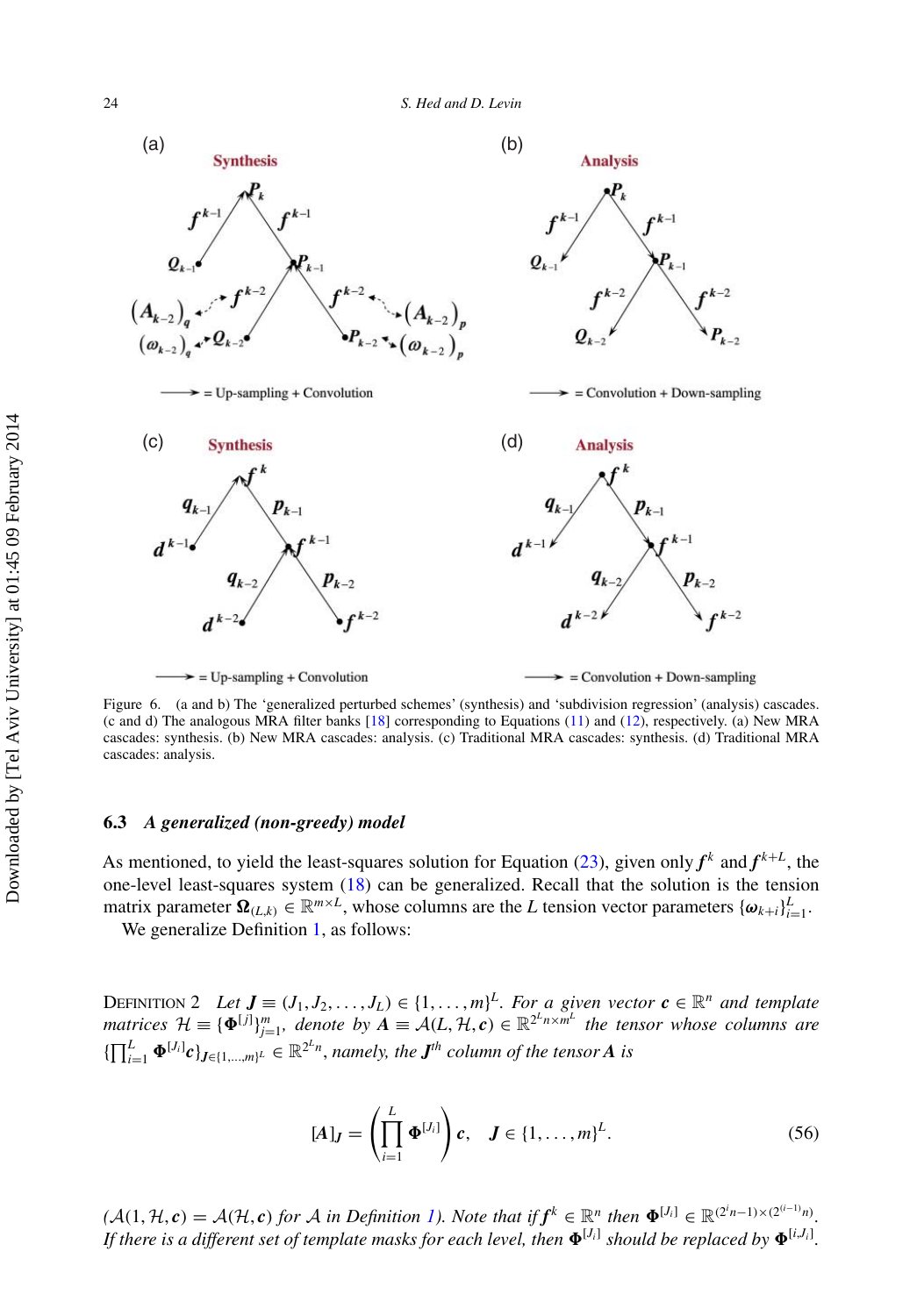Figure 6. (a and b) The 'generalized perturbed schemes' (synthesis) and 'subdivision regression' (analysis) cascades. (c and d) The analogous MRA filter banks [18] corresponding to Equations (11) and (12), respectively. (a) New MRA cascades: synthesis. (b) New MRA cascades: analysis. (c) Traditional MRA cascades: synthesis. (d) Traditional MRA cascades: analysis.

### 6.3 *A generalized (non-greedy) model*

As mentioned, to yield the least-squares solution for Equation (23), given only $\boldsymbol{f}^k$ and $\boldsymbol{f}^{k+L}$, the one-level least-squares system (18) can be generalized. Recall that the solution is the tension matrix parameter $\boldsymbol{\Omega}_{(L,k)} \in \mathbb{R}^{m\times L}$, whose columns are the $L$ tension vector parameters $\{\boldsymbol{\omega}_{k+i}\}_{i=1}^{L}$.

We generalize Definition 1, as follows:

Definition 2 *Let $\boldsymbol{J} \equiv (J_1, J_2, \ldots, J_L) \in \{1,\ldots,m\}^L$. For a given vector $\boldsymbol{c} \in \mathbb{R}^n$ and template matrices $\mathcal{H} \equiv \{\boldsymbol{\Phi}^{[j]}\}_{j=1}^m$, denote by $\boldsymbol{A} \equiv \mathcal{A}(L, \mathcal{H}, \boldsymbol{c}) \in \mathbb{R}^{2^L n\times m^L}$ the tensor whose columns are $\{\prod_{i=1}^{L} \boldsymbol{\Phi}^{[J_i]}\boldsymbol{c}\}_{\boldsymbol{J}\in\{1,\ldots,m\}^L} \in \mathbb{R}^{2^L n}$, namely, the $\boldsymbol{J}^{th}$ column of the tensor $\boldsymbol{A}$ is*

$$[\boldsymbol{A}]_{\boldsymbol{J}} = \left(\prod_{i=1}^{L} \boldsymbol{\Phi}^{[J_i]}\right)\boldsymbol{c}, \quad \boldsymbol{J} \in \{1,\ldots,m\}^L. \tag{56}$$

*($\mathcal{A}(1, \mathcal{H}, \boldsymbol{c}) = \mathcal{A}(\mathcal{H}, \boldsymbol{c})$ for $\mathcal{A}$ in Definition 1). Note that if $\boldsymbol{f}^k \in \mathbb{R}^n$ then $\boldsymbol{\Phi}^{[J_i]} \in \mathbb{R}^{(2^i n-1)\times(2^{(i-1)}n)}$. If there is a different set of template masks for each level, then $\boldsymbol{\Phi}^{[J_i]}$ should be replaced by $\boldsymbol{\Phi}^{[i,J_i]}$.*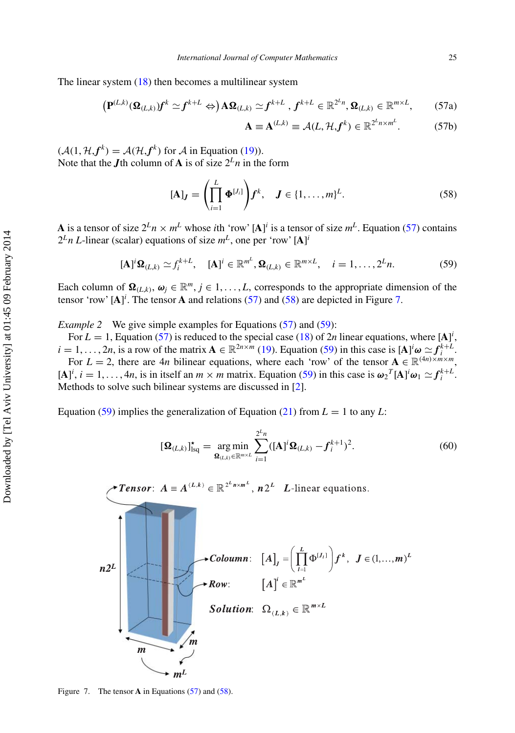The linear system (18) then becomes a multilinear system

$$\left(\mathbf{P}^{(L,k)}(\boldsymbol{\Omega}_{(L,k)})\boldsymbol{f}^k \simeq \boldsymbol{f}^{k+L} \Leftrightarrow\right) \mathbf{A}\boldsymbol{\Omega}_{(L,k)} \simeq \boldsymbol{f}^{k+L}, \ \boldsymbol{f}^{k+L} \in \mathbb{R}^{2^L n}, \boldsymbol{\Omega}_{(L,k)} \in \mathbb{R}^{m\times L}, \tag{57a}$$

$$\mathbf{A} \equiv \mathbf{A}^{(L,k)} \equiv \mathcal{A}(L, \mathcal{H}, \boldsymbol{f}^k) \in \mathbb{R}^{2^L n \times m^L}. \tag{57b}$$

($\mathcal{A}(1, \mathcal{H}, \boldsymbol{f}^k) = \mathcal{A}(\mathcal{H}, \boldsymbol{f}^k)$ for $\mathcal{A}$ in Equation (19)).

Note that the $\boldsymbol{J}$th column of $\mathbf{A}$ is of size $2^L n$ in the form

$$[\mathbf{A}]_{\boldsymbol{J}} = \left(\prod_{i=1}^{L} \boldsymbol{\Phi}^{[J_i]}\right)\boldsymbol{f}^k, \quad \boldsymbol{J} \in \{1, \ldots, m\}^L. \tag{58}$$

$\mathbf{A}$ is a tensor of size $2^L n \times m^L$ whose $i$th 'row' $[\mathbf{A}]^i$ is a tensor of size $m^L$. Equation (57) contains $2^L n$ $L$-linear (scalar) equations of size $m^L$, one per 'row' $[\mathbf{A}]^i$

$$[\mathbf{A}]^i \boldsymbol{\Omega}_{(L,k)} \simeq f_i^{k+L}, \quad [\mathbf{A}]^i \in \mathbb{R}^{m^L}, \boldsymbol{\Omega}_{(L,k)} \in \mathbb{R}^{m\times L}, \quad i = 1, \ldots, 2^L n. \tag{59}$$

Each column of $\boldsymbol{\Omega}_{(L,k)}$, $\boldsymbol{\omega}_j \in \mathbb{R}^m$, $j \in 1, \ldots, L$, corresponds to the appropriate dimension of the tensor 'row' $[\mathbf{A}]^i$. The tensor $\mathbf{A}$ and relations (57) and (58) are depicted in Figure 7.

*Example 2* We give simple examples for Equations (57) and (59):

For $L = 1$, Equation (57) is reduced to the special case (18) of $2n$ linear equations, where $[\mathbf{A}]^i$, $i = 1, \ldots, 2n$, is a row of the matrix $\mathbf{A} \in \mathbb{R}^{2n\times m}$ (19). Equation (59) in this case is $[\mathbf{A}]^i \boldsymbol{\omega} \simeq \boldsymbol{f}_i^{k+L}$.

For $L = 2$, there are $4n$ bilinear equations, where each 'row' of the tensor $\mathbf{A} \in \mathbb{R}^{(4n)\times m\times m}$, $[\mathbf{A}]^i$, $i = 1, \ldots, 4n$, is in itself an $m \times m$ matrix. Equation (59) in this case is $\boldsymbol{\omega}_2{}^T [\mathbf{A}]^i \boldsymbol{\omega}_1 \simeq \boldsymbol{f}_i^{k+L}$. Methods to solve such bilinear systems are discussed in [2].

Equation (59) implies the generalization of Equation (21) from $L = 1$ to any $L$:

$$[\boldsymbol{\Omega}_{(L,k)}]^{\star}_{\text{lsq}} = \underset{\boldsymbol{\Omega}_{(L,k)} \in \mathbb{R}^{m\times L}}{\arg\min} \sum_{i=1}^{2^L n} ([\mathbf{A}]^i \boldsymbol{\Omega}_{(L,k)} - \boldsymbol{f}_i^{k+1})^2. \tag{60}$$

Figure 7. The tensor $\mathbf{A}$ in Equations (57) and (58).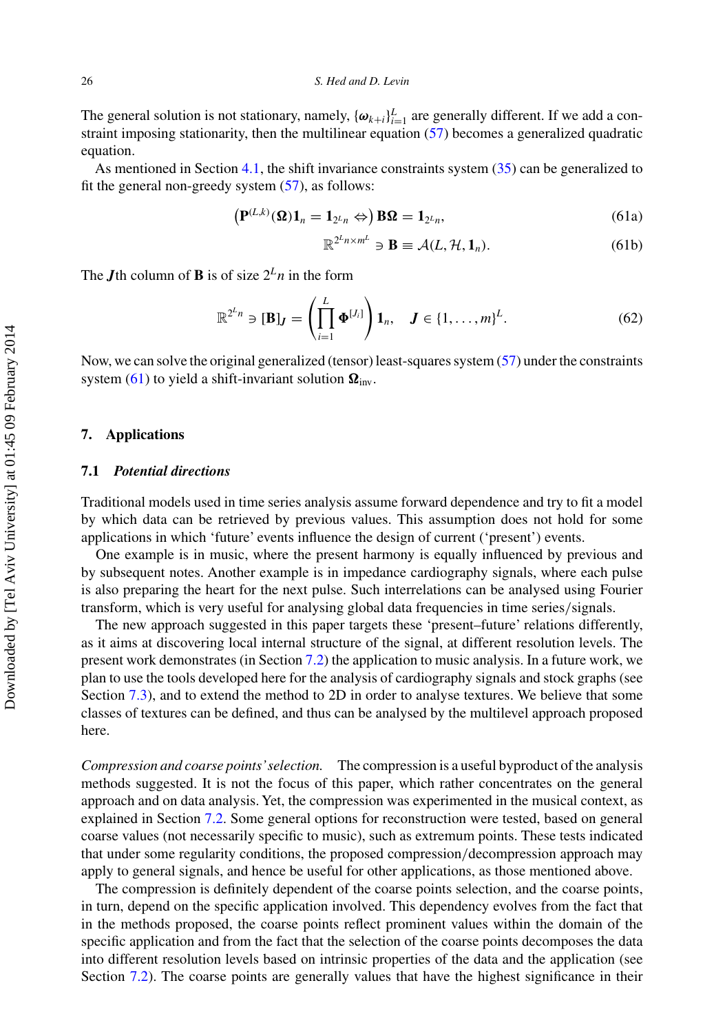The general solution is not stationary, namely, $\{\boldsymbol{\omega}_{k+i}\}_{i=1}^{L}$ are generally different. If we add a constraint imposing stationarity, then the multilinear equation (57) becomes a generalized quadratic equation.

As mentioned in Section 4.1, the shift invariance constraints system (35) can be generalized to fit the general non-greedy system (57), as follows:

$$\left(\mathbf{P}^{(L,k)}(\boldsymbol{\Omega})\mathbf{1}_n = \mathbf{1}_{2^L n} \Leftrightarrow\right) \mathbf{B}\boldsymbol{\Omega} = \mathbf{1}_{2^L n}, \tag{61a}$$

$$\mathbb{R}^{2^L n \times m^L} \ni \mathbf{B} \equiv \mathcal{A}(L, \mathcal{H}, \mathbf{1}_n). \tag{61b}$$

The $\boldsymbol{J}$th column of $\mathbf{B}$ is of size $2^L n$ in the form

$$\mathbb{R}^{2^L n} \ni [\mathbf{B}]_{\boldsymbol{J}} = \left(\prod_{i=1}^{L} \boldsymbol{\Phi}^{[J_i]}\right) \mathbf{1}_n, \quad \boldsymbol{J} \in \{1, \ldots, m\}^L. \tag{62}$$

Now, we can solve the original generalized (tensor) least-squares system (57) under the constraints system (61) to yield a shift-invariant solution $\boldsymbol{\Omega}_{\text{inv}}$.

## 7. Applications

### 7.1 *Potential directions*

Traditional models used in time series analysis assume forward dependence and try to fit a model by which data can be retrieved by previous values. This assumption does not hold for some applications in which 'future' events influence the design of current ('present') events.

One example is in music, where the present harmony is equally influenced by previous and by subsequent notes. Another example is in impedance cardiography signals, where each pulse is also preparing the heart for the next pulse. Such interrelations can be analysed using Fourier transform, which is very useful for analysing global data frequencies in time series/signals.

The new approach suggested in this paper targets these 'present–future' relations differently, as it aims at discovering local internal structure of the signal, at different resolution levels. The present work demonstrates (in Section 7.2) the application to music analysis. In a future work, we plan to use the tools developed here for the analysis of cardiography signals and stock graphs (see Section 7.3), and to extend the method to 2D in order to analyse textures. We believe that some classes of textures can be defined, and thus can be analysed by the multilevel approach proposed here.

*Compression and coarse points' selection.* The compression is a useful byproduct of the analysis methods suggested. It is not the focus of this paper, which rather concentrates on the general approach and on data analysis. Yet, the compression was experimented in the musical context, as explained in Section 7.2. Some general options for reconstruction were tested, based on general coarse values (not necessarily specific to music), such as extremum points. These tests indicated that under some regularity conditions, the proposed compression/decompression approach may apply to general signals, and hence be useful for other applications, as those mentioned above.

The compression is definitely dependent of the coarse points selection, and the coarse points, in turn, depend on the specific application involved. This dependency evolves from the fact that in the methods proposed, the coarse points reflect prominent values within the domain of the specific application and from the fact that the selection of the coarse points decomposes the data into different resolution levels based on intrinsic properties of the data and the application (see Section 7.2). The coarse points are generally values that have the highest significance in their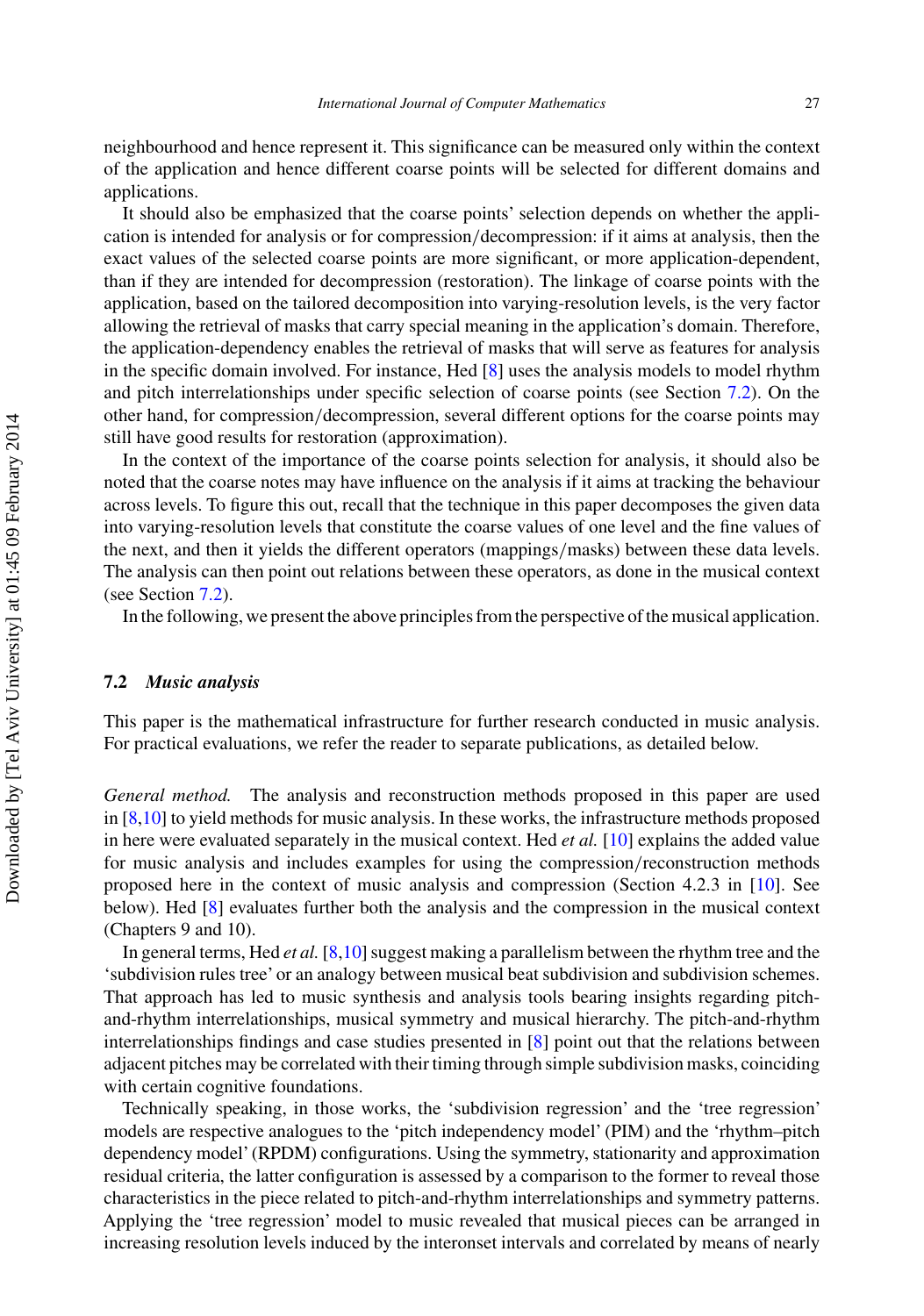neighbourhood and hence represent it. This significance can be measured only within the context of the application and hence different coarse points will be selected for different domains and applications.

It should also be emphasized that the coarse points' selection depends on whether the application is intended for analysis or for compression/decompression: if it aims at analysis, then the exact values of the selected coarse points are more significant, or more application-dependent, than if they are intended for decompression (restoration). The linkage of coarse points with the application, based on the tailored decomposition into varying-resolution levels, is the very factor allowing the retrieval of masks that carry special meaning in the application's domain. Therefore, the application-dependency enables the retrieval of masks that will serve as features for analysis in the specific domain involved. For instance, Hed [8] uses the analysis models to model rhythm and pitch interrelationships under specific selection of coarse points (see Section 7.2). On the other hand, for compression/decompression, several different options for the coarse points may still have good results for restoration (approximation).

In the context of the importance of the coarse points selection for analysis, it should also be noted that the coarse notes may have influence on the analysis if it aims at tracking the behaviour across levels. To figure this out, recall that the technique in this paper decomposes the given data into varying-resolution levels that constitute the coarse values of one level and the fine values of the next, and then it yields the different operators (mappings/masks) between these data levels. The analysis can then point out relations between these operators, as done in the musical context (see Section 7.2).

In the following, we present the above principles from the perspective of the musical application.

### 7.2 *Music analysis*

This paper is the mathematical infrastructure for further research conducted in music analysis. For practical evaluations, we refer the reader to separate publications, as detailed below.

*General method.* The analysis and reconstruction methods proposed in this paper are used in [8,10] to yield methods for music analysis. In these works, the infrastructure methods proposed in here were evaluated separately in the musical context. Hed *et al.* [10] explains the added value for music analysis and includes examples for using the compression/reconstruction methods proposed here in the context of music analysis and compression (Section 4.2.3 in [10]. See below). Hed [8] evaluates further both the analysis and the compression in the musical context (Chapters 9 and 10).

In general terms, Hed *et al.* [8,10] suggest making a parallelism between the rhythm tree and the 'subdivision rules tree' or an analogy between musical beat subdivision and subdivision schemes. That approach has led to music synthesis and analysis tools bearing insights regarding pitch-and-rhythm interrelationships, musical symmetry and musical hierarchy. The pitch-and-rhythm interrelationships findings and case studies presented in [8] point out that the relations between adjacent pitches may be correlated with their timing through simple subdivision masks, coinciding with certain cognitive foundations.

Technically speaking, in those works, the 'subdivision regression' and the 'tree regression' models are respective analogues to the 'pitch independency model' (PIM) and the 'rhythm–pitch dependency model' (RPDM) configurations. Using the symmetry, stationarity and approximation residual criteria, the latter configuration is assessed by a comparison to the former to reveal those characteristics in the piece related to pitch-and-rhythm interrelationships and symmetry patterns. Applying the 'tree regression' model to music revealed that musical pieces can be arranged in increasing resolution levels induced by the interonset intervals and correlated by means of nearly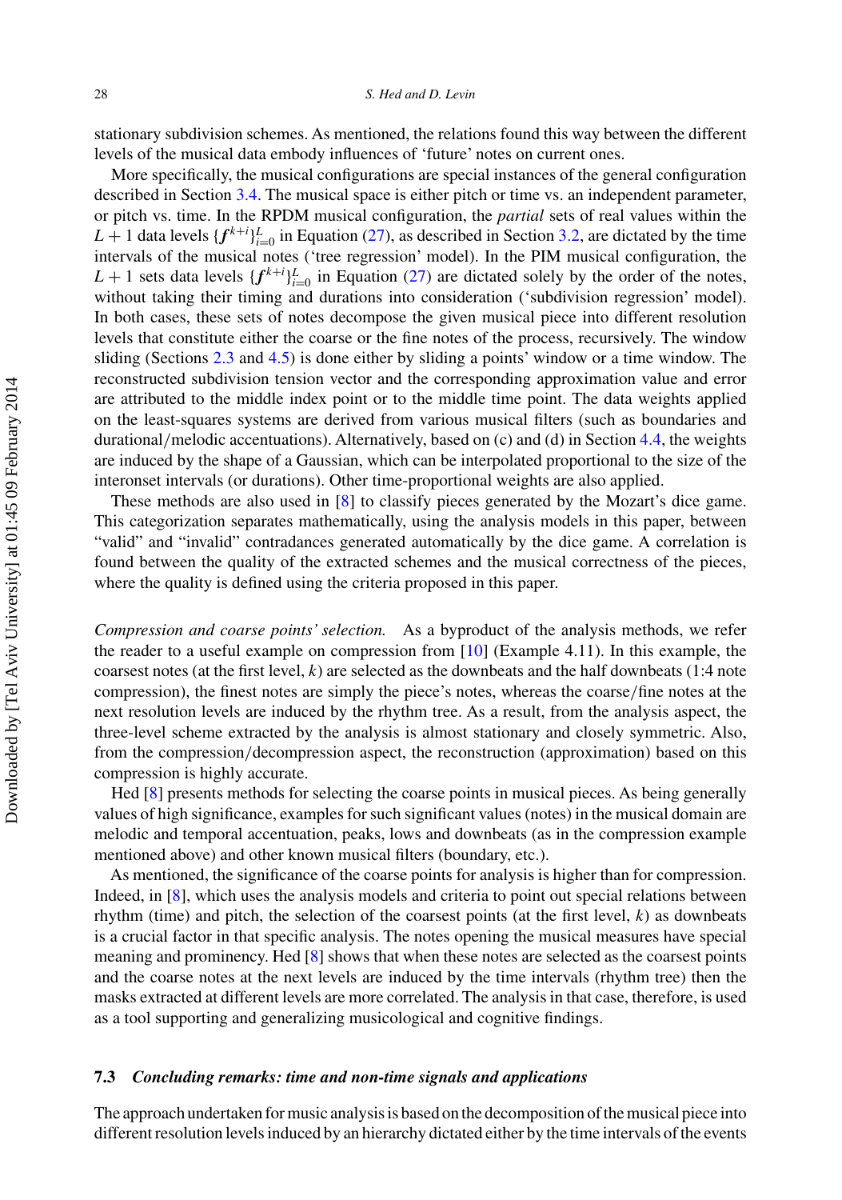stationary subdivision schemes. As mentioned, the relations found this way between the different levels of the musical data embody influences of 'future' notes on current ones.

More specifically, the musical configurations are special instances of the general configuration described in Section 3.4. The musical space is either pitch or time vs. an independent parameter, or pitch vs. time. In the RPDM musical configuration, the *partial* sets of real values within the $L+1$ data levels $\{\boldsymbol{f}^{k+i}\}_{i=0}^{L}$ in Equation (27), as described in Section 3.2, are dictated by the time intervals of the musical notes ('tree regression' model). In the PIM musical configuration, the $L+1$ sets data levels $\{\boldsymbol{f}^{k+i}\}_{i=0}^{L}$ in Equation (27) are dictated solely by the order of the notes, without taking their timing and durations into consideration ('subdivision regression' model). In both cases, these sets of notes decompose the given musical piece into different resolution levels that constitute either the coarse or the fine notes of the process, recursively. The window sliding (Sections 2.3 and 4.5) is done either by sliding a points' window or a time window. The reconstructed subdivision tension vector and the corresponding approximation value and error are attributed to the middle index point or to the middle time point. The data weights applied on the least-squares systems are derived from various musical filters (such as boundaries and durational/melodic accentuations). Alternatively, based on (c) and (d) in Section 4.4, the weights are induced by the shape of a Gaussian, which can be interpolated proportional to the size of the interonset intervals (or durations). Other time-proportional weights are also applied.

These methods are also used in [8] to classify pieces generated by the Mozart's dice game. This categorization separates mathematically, using the analysis models in this paper, between "valid" and "invalid" contradances generated automatically by the dice game. A correlation is found between the quality of the extracted schemes and the musical correctness of the pieces, where the quality is defined using the criteria proposed in this paper.

*Compression and coarse points' selection.* As a byproduct of the analysis methods, we refer the reader to a useful example on compression from [10] (Example 4.11). In this example, the coarsest notes (at the first level, $k$) are selected as the downbeats and the half downbeats (1:4 note compression), the finest notes are simply the piece's notes, whereas the coarse/fine notes at the next resolution levels are induced by the rhythm tree. As a result, from the analysis aspect, the three-level scheme extracted by the analysis is almost stationary and closely symmetric. Also, from the compression/decompression aspect, the reconstruction (approximation) based on this compression is highly accurate.

Hed [8] presents methods for selecting the coarse points in musical pieces. As being generally values of high significance, examples for such significant values (notes) in the musical domain are melodic and temporal accentuations, peaks, lows and downbeats (as in the compression example mentioned above) and other known musical filters (boundary, etc.).

As mentioned, the significance of the coarse points for analysis is higher than for compression. Indeed, in [8], which uses the analysis models and criteria to point out special relations between rhythm (time) and pitch, the selection of the coarsest points (at the first level, $k$) as downbeats is a crucial factor in that specific analysis. The notes opening the musical measures have special meaning and prominency. Hed [8] shows that when these notes are selected as the coarsest points and the coarse notes at the next levels are induced by the time intervals (rhythm tree) then the masks extracted at different levels are more correlated. The analysis in that case, therefore, is used as a tool supporting and generalizing musicological and cognitive findings.

### 7.3 *Concluding remarks: time and non-time signals and applications*

The approach undertaken for music analysis is based on the decomposition of the musical piece into different resolution levels induced by an hierarchy dictated either by the time intervals of the events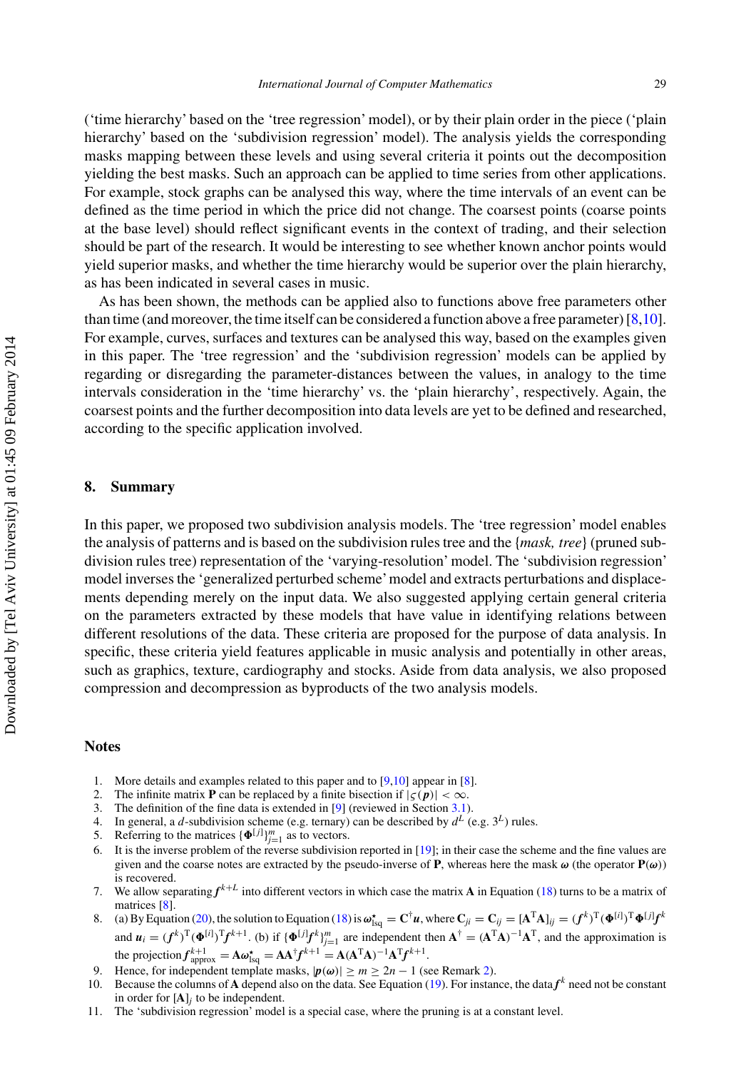('time hierarchy' based on the 'tree regression' model), or by their plain order in the piece ('plain hierarchy' based on the 'subdivision regression' model). The analysis yields the corresponding masks mapping between these levels and using several criteria it points out the decomposition yielding the best masks. Such an approach can be applied to time series from other applications. For example, stock graphs can be analysed this way, where the time intervals of an event can be defined as the time period in which the price did not change. The coarsest points (coarse points at the base level) should reflect significant events in the context of trading, and their selection should be part of the research. It would be interesting to see whether known anchor points would yield superior masks, and whether the time hierarchy would be superior over the plain hierarchy, as has been indicated in several cases in music.

As has been shown, the methods can be applied also to functions above free parameters other than time (and moreover, the time itself can be considered a function above a free parameter) [8,10]. For example, curves, surfaces and textures can be analysed this way, based on the examples given in this paper. The 'tree regression' and the 'subdivision regression' models can be applied by regarding or disregarding the parameter-distances between the values, in analogy to the time intervals consideration in the 'time hierarchy' vs. the 'plain hierarchy', respectively. Again, the coarsest points and the further decomposition into data levels are yet to be defined and researched, according to the specific application involved.

## 8. Summary

In this paper, we proposed two subdivision analysis models. The 'tree regression' model enables the analysis of patterns and is based on the subdivision rules tree and the {*mask, tree*} (pruned subdivision rules tree) representation of the 'varying-resolution' model. The 'subdivision regression' model inverses the 'generalized perturbed scheme' model and extracts perturbations and displacements depending merely on the input data. We also suggested applying certain general criteria on the parameters extracted by these models that have value in identifying relations between different resolutions of the data. These criteria are proposed for the purpose of data analysis. In specific, these criteria yield features applicable in music analysis and potentially in other areas, such as graphics, texture, cardiography and stocks. Aside from data analysis, we also proposed compression and decompression as byproducts of the two analysis models.

## Notes

1. More details and examples related to this paper and to [9,10] appear in [8].
2. The infinite matrix $\mathbf{P}$ can be replaced by a finite bisection if $|\varsigma(\boldsymbol{p})| < \infty$.
3. The definition of the fine data is extended in [9] (reviewed in Section 3.1).
4. In general, a $d$-subdivision scheme (e.g. ternary) can be described by $d^L$ (e.g. $3^L$) rules.
5. Referring to the matrices $\{\boldsymbol{\Phi}^{[j]}\}_{j=1}^{m}$ as to vectors.
6. It is the inverse problem of the reverse subdivision reported in [19]; in their case the scheme and the fine values are given and the coarse notes are extracted by the pseudo-inverse of $\mathbf{P}$, whereas here the mask $\boldsymbol{\omega}$ (the operator $\mathbf{P}(\boldsymbol{\omega})$) is recovered.
7. We allow separating $\boldsymbol{f}^{k+L}$ into different vectors in which case the matrix $\mathbf{A}$ in Equation (18) turns to be a matrix of matrices [8].
8. (a) By Equation (20), the solution to Equation (18) is $\boldsymbol{\omega}^{\star}_{\text{lsq}} = \mathbf{C}^{\dagger}\boldsymbol{u}$, where $\mathbf{C}_{ji} = \mathbf{C}_{ij} = [\mathbf{A}^{\mathrm{T}}\mathbf{A}]_{ij} = (\boldsymbol{f}^k)^{\mathrm{T}}(\boldsymbol{\Phi}^{[i]})^{\mathrm{T}}\boldsymbol{\Phi}^{[j]}\boldsymbol{f}^k$ and $\boldsymbol{u}_i = (\boldsymbol{f}^k)^{\mathrm{T}}(\boldsymbol{\Phi}^{[i]})^{\mathrm{T}}\boldsymbol{f}^{k+1}$. (b) if $\{\boldsymbol{\Phi}^{[j]}\boldsymbol{f}^k\}_{j=1}^{m}$ are independent then $\mathbf{A}^{\dagger} = (\mathbf{A}^{\mathrm{T}}\mathbf{A})^{-1}\mathbf{A}^{\mathrm{T}}$, and the approximation is the projection $\boldsymbol{f}^{k+1}_{\text{approx}} = \mathbf{A}\boldsymbol{\omega}^{\star}_{\text{lsq}} = \mathbf{A}\mathbf{A}^{\dagger}\boldsymbol{f}^{k+1} = \mathbf{A}(\mathbf{A}^{\mathrm{T}}\mathbf{A})^{-1}\mathbf{A}^{\mathrm{T}}\boldsymbol{f}^{k+1}$.
9. Hence, for independent template masks, $|\boldsymbol{p}(\boldsymbol{\omega})| \geq m \geq 2n - 1$ (see Remark 2).
10. Because the columns of $\mathbf{A}$ depend also on the data. See Equation (19). For instance, the data $\boldsymbol{f}^k$ need not be constant in order for $[\mathbf{A}]_j$ to be independent.
11. The 'subdivision regression' model is a special case, where the pruning is at a constant level.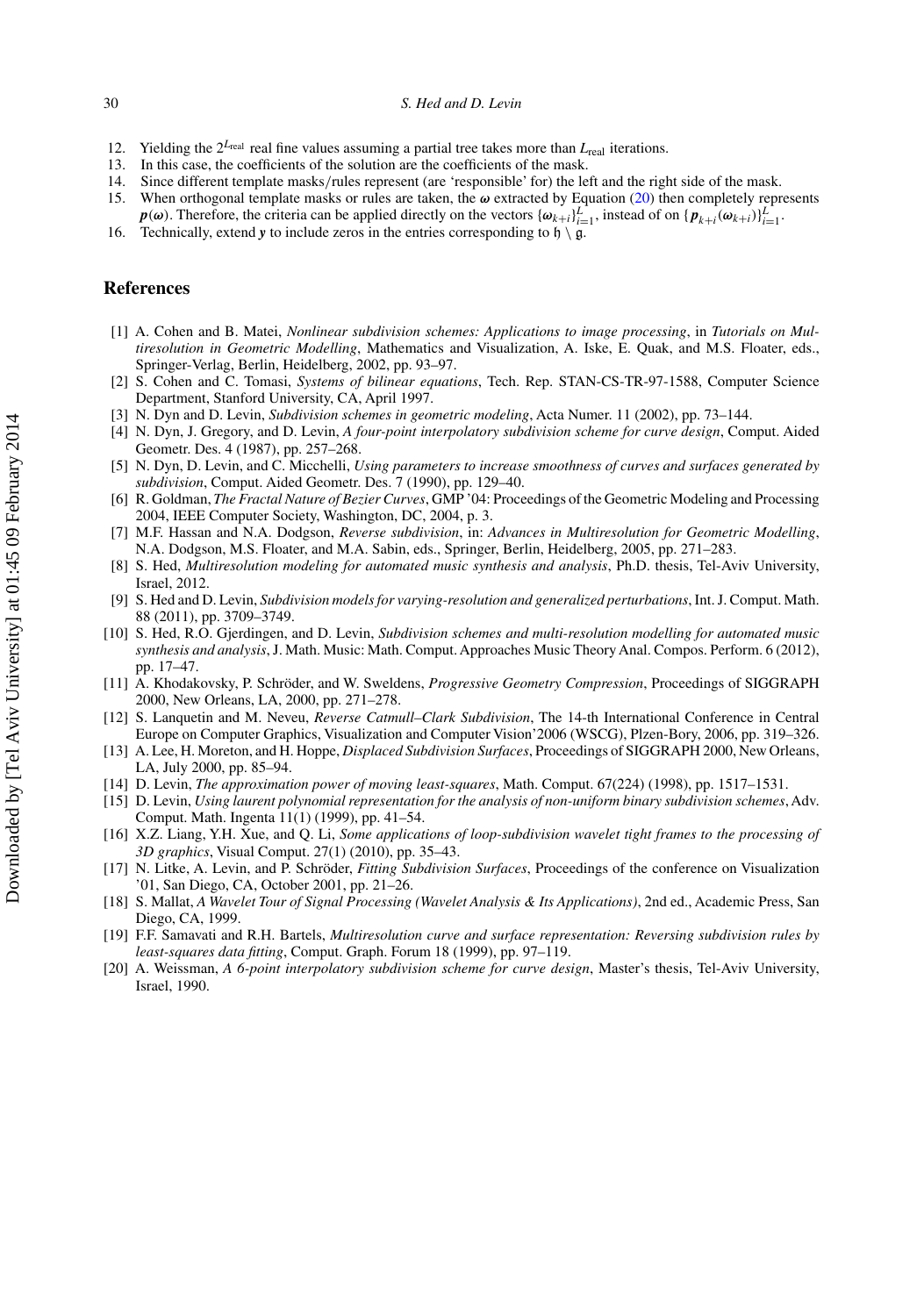12. Yielding the $2^{L_{\text{real}}}$ real fine values assuming a partial tree takes more than $L_{\text{real}}$ iterations.
13. In this case, the coefficients of the solution are the coefficients of the mask.
14. Since different template masks/rules represent (are 'responsible' for) the left and the right side of the mask.
15. When orthogonal template masks or rules are taken, the $\boldsymbol{\omega}$ extracted by Equation (20) then completely represents $\boldsymbol{p}(\boldsymbol{\omega})$. Therefore, the criteria can be applied directly on the vectors $\{\boldsymbol{\omega}_{k+i}\}_{i=1}^{L}$, instead of on $\{\boldsymbol{p}_{k+i}(\boldsymbol{\omega}_{k+i})\}_{i=1}^{L}$.
16. Technically, extend $\boldsymbol{y}$ to include zeros in the entries corresponding to $\mathfrak{h} \setminus \mathfrak{g}$.

## References

[1] A. Cohen and B. Matei, *Nonlinear subdivision schemes: Applications to image processing*, in *Tutorials on Multiresolution in Geometric Modelling*, Mathematics and Visualization, A. Iske, E. Quak, and M.S. Floater, eds., Springer-Verlag, Berlin, Heidelberg, 2002, pp. 93–97.

[2] S. Cohen and C. Tomasi, *Systems of bilinear equations*, Tech. Rep. STAN-CS-TR-97-1588, Computer Science Department, Stanford University, CA, April 1997.

[3] N. Dyn and D. Levin, *Subdivision schemes in geometric modeling*, Acta Numer. 11 (2002), pp. 73–144.

[4] N. Dyn, J. Gregory, and D. Levin, *A four-point interpolatory subdivision scheme for curve design*, Comput. Aided Geometr. Des. 4 (1987), pp. 257–268.

[5] N. Dyn, D. Levin, and C. Micchelli, *Using parameters to increase smoothness of curves and surfaces generated by subdivision*, Comput. Aided Geometr. Des. 7 (1990), pp. 129–40.

[6] R. Goldman, *The Fractal Nature of Bezier Curves*, GMP '04: Proceedings of the Geometric Modeling and Processing 2004, IEEE Computer Society, Washington, DC, 2004, p. 3.

[7] M.F. Hassan and N.A. Dodgson, *Reverse subdivision*, in: *Advances in Multiresolution for Geometric Modelling*, N.A. Dodgson, M.S. Floater, and M.A. Sabin, eds., Springer, Berlin, Heidelberg, 2005, pp. 271–283.

[8] S. Hed, *Multiresolution modeling for automated music synthesis and analysis*, Ph.D. thesis, Tel-Aviv University, Israel, 2012.

[9] S. Hed and D. Levin, *Subdivision models for varying-resolution and generalized perturbations*, Int. J. Comput. Math. 88 (2011), pp. 3709–3749.

[10] S. Hed, R.O. Gjerdingen, and D. Levin, *Subdivision schemes and multi-resolution modelling for automated music synthesis and analysis*, J. Math. Music: Math. Comput. Approaches Music Theory Anal. Compos. Perform. 6 (2012), pp. 17–47.

[11] A. Khodakovsky, P. Schröder, and W. Sweldens, *Progressive Geometry Compression*, Proceedings of SIGGRAPH 2000, New Orleans, LA, 2000, pp. 271–278.

[12] S. Lanquetin and M. Neveu, *Reverse Catmull–Clark Subdivision*, The 14-th International Conference in Central Europe on Computer Graphics, Visualization and Computer Vision'2006 (WSCG), Plzen-Bory, 2006, pp. 319–326.

[13] A. Lee, H. Moreton, and H. Hoppe, *Displaced Subdivision Surfaces*, Proceedings of SIGGRAPH 2000, New Orleans, LA, July 2000, pp. 85–94.

[14] D. Levin, *The approximation power of moving least-squares*, Math. Comput. 67(224) (1998), pp. 1517–1531.

[15] D. Levin, *Using laurent polynomial representation for the analysis of non-uniform binary subdivision schemes*, Adv. Comput. Math. Ingenta 11(1) (1999), pp. 41–54.

[16] X.Z. Liang, Y.H. Xue, and Q. Li, *Some applications of loop-subdivision wavelet tight frames to the processing of 3D graphics*, Visual Comput. 27(1) (2010), pp. 35–43.

[17] N. Litke, A. Levin, and P. Schröder, *Fitting Subdivision Surfaces*, Proceedings of the conference on Visualization '01, San Diego, CA, October 2001, pp. 21–26.

[18] S. Mallat, *A Wavelet Tour of Signal Processing (Wavelet Analysis & Its Applications)*, 2nd ed., Academic Press, San Diego, CA, 1999.

[19] F.F. Samavati and R.H. Bartels, *Multiresolution curve and surface representation: Reversing subdivision rules by least-squares data fitting*, Comput. Graph. Forum 18 (1999), pp. 97–119.

[20] A. Weissman, *A 6-point interpolatory subdivision scheme for curve design*, Master's thesis, Tel-Aviv University, Israel, 1990.